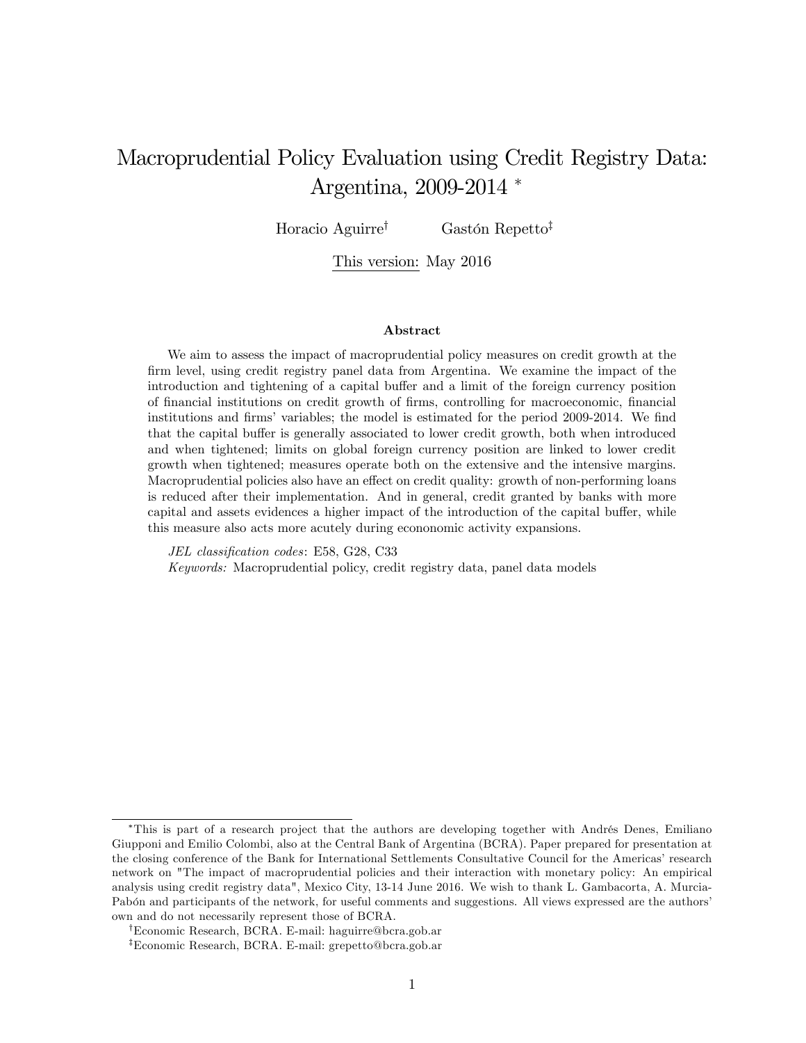# Macroprudential Policy Evaluation using Credit Registry Data: Argentina, 2009-2014 *

Horacio Aguirre[†] Gastón Repetto[‡]

This version: May 2016

### Abstract

We aim to assess the impact of macroprudential policy measures on credit growth at the firm level, using credit registry panel data from Argentina. We examine the impact of the introduction and tightening of a capital buffer and a limit of the foreign currency position of financial institutions on credit growth of firms, controlling for macroeconomic, financial institutions and firms' variables; the model is estimated for the period 2009-2014. We find that the capital buffer is generally associated to lower credit growth, both when introduced and when tightened; limits on global foreign currency position are linked to lower credit growth when tightened; measures operate both on the extensive and the intensive margins. Macroprudential policies also have an effect on credit quality: growth of non-performing loans is reduced after their implementation. And in general, credit granted by banks with more capital and assets evidences a higher impact of the introduction of the capital buffer, while this measure also acts more acutely during econonomic activity expansions.

*JEL classification codes*: E58, G28, C33

*Keywords:* Macroprudential policy, credit registry data, panel data models

---

*This is part of a research project that the authors are developing together with Andrés Denes, Emiliano Giupponi and Emilio Colombi, also at the Central Bank of Argentina (BCRA). Paper prepared for presentation at the closing conference of the Bank for International Settlements Consultative Council for the Americas' research network on "The impact of macroprudential policies and their interaction with monetary policy: An empirical analysis using credit registry data", Mexico City, 13-14 June 2016. We wish to thank L. Gambacorta, A. Murcia-Pabón and participants of the network, for useful comments and suggestions. All views expressed are the authors' own and do not necessarily represent those of BCRA.

[†] Economic Research, BCRA. E-mail: haguirre@bcra.gob.ar

[‡] Economic Research, BCRA. E-mail: grepetto@bcra.gob.ar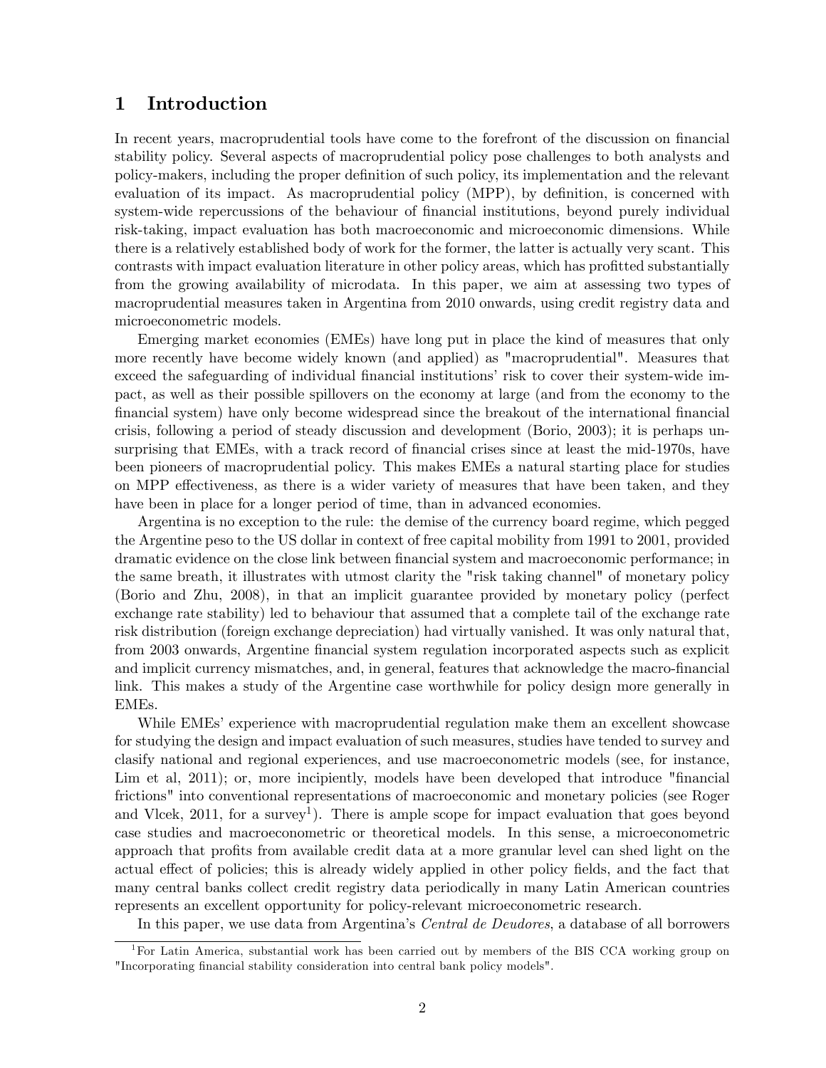# 1 Introduction

In recent years, macroprudential tools have come to the forefront of the discussion on financial stability policy. Several aspects of macroprudential policy pose challenges to both analysts and policy-makers, including the proper definition of such policy, its implementation and the relevant evaluation of its impact. As macroprudential policy (MPP), by definition, is concerned with system-wide repercussions of the behaviour of financial institutions, beyond purely individual risk-taking, impact evaluation has both macroeconomic and microeconomic dimensions. While there is a relatively established body of work for the former, the latter is actually very scant. This contrasts with impact evaluation literature in other policy areas, which has profitted substantially from the growing availability of microdata. In this paper, we aim at assessing two types of macroprudential measures taken in Argentina from 2010 onwards, using credit registry data and microeconometric models.

Emerging market economies (EMEs) have long put in place the kind of measures that only more recently have become widely known (and applied) as "macroprudential". Measures that exceed the safeguarding of individual financial institutions' risk to cover their system-wide impact, as well as their possible spillovers on the economy at large (and from the economy to the financial system) have only become widespread since the breakout of the international financial crisis, following a period of steady discussion and development (Borio, 2003); it is perhaps unsurprising that EMEs, with a track record of financial crises since at least the mid-1970s, have been pioneers of macroprudential policy. This makes EMEs a natural starting place for studies on MPP effectiveness, as there is a wider variety of measures that have been taken, and they have been in place for a longer period of time, than in advanced economies.

Argentina is no exception to the rule: the demise of the currency board regime, which pegged the Argentine peso to the US dollar in context of free capital mobility from 1991 to 2001, provided dramatic evidence on the close link between financial system and macroeconomic performance; in the same breath, it illustrates with utmost clarity the "risk taking channel" of monetary policy (Borio and Zhu, 2008), in that an implicit guarantee provided by monetary policy (perfect exchange rate stability) led to behaviour that assumed that a complete tail of the exchange rate risk distribution (foreign exchange depreciation) had virtually vanished. It was only natural that, from 2003 onwards, Argentine financial system regulation incorporated aspects such as explicit and implicit currency mismatches, and, in general, features that acknowledge the macro-financial link. This makes a study of the Argentine case worthwhile for policy design more generally in EMEs.

While EMEs' experience with macroprudential regulation make them an excellent showcase for studying the design and impact evaluation of such measures, studies have tended to survey and clasify national and regional experiences, and use macroeconometric models (see, for instance, Lim et al, 2011); or, more incipiently, models have been developed that introduce "financial frictions" into conventional representations of macroeconomic and monetary policies (see Roger and Vlcek, 2011, for a survey[1]). There is ample scope for impact evaluation that goes beyond case studies and macroeconometric or theoretical models. In this sense, a microeconometric approach that profits from available credit data at a more granular level can shed light on the actual effect of policies; this is already widely applied in other policy fields, and the fact that many central banks collect credit registry data periodically in many Latin American countries represents an excellent opportunity for policy-relevant microeconometric research.

In this paper, we use data from Argentina's *Central de Deudores*, a database of all borrowers

[1] For Latin America, substantial work has been carried out by members of the BIS CCA working group on "Incorporating financial stability consideration into central bank policy models".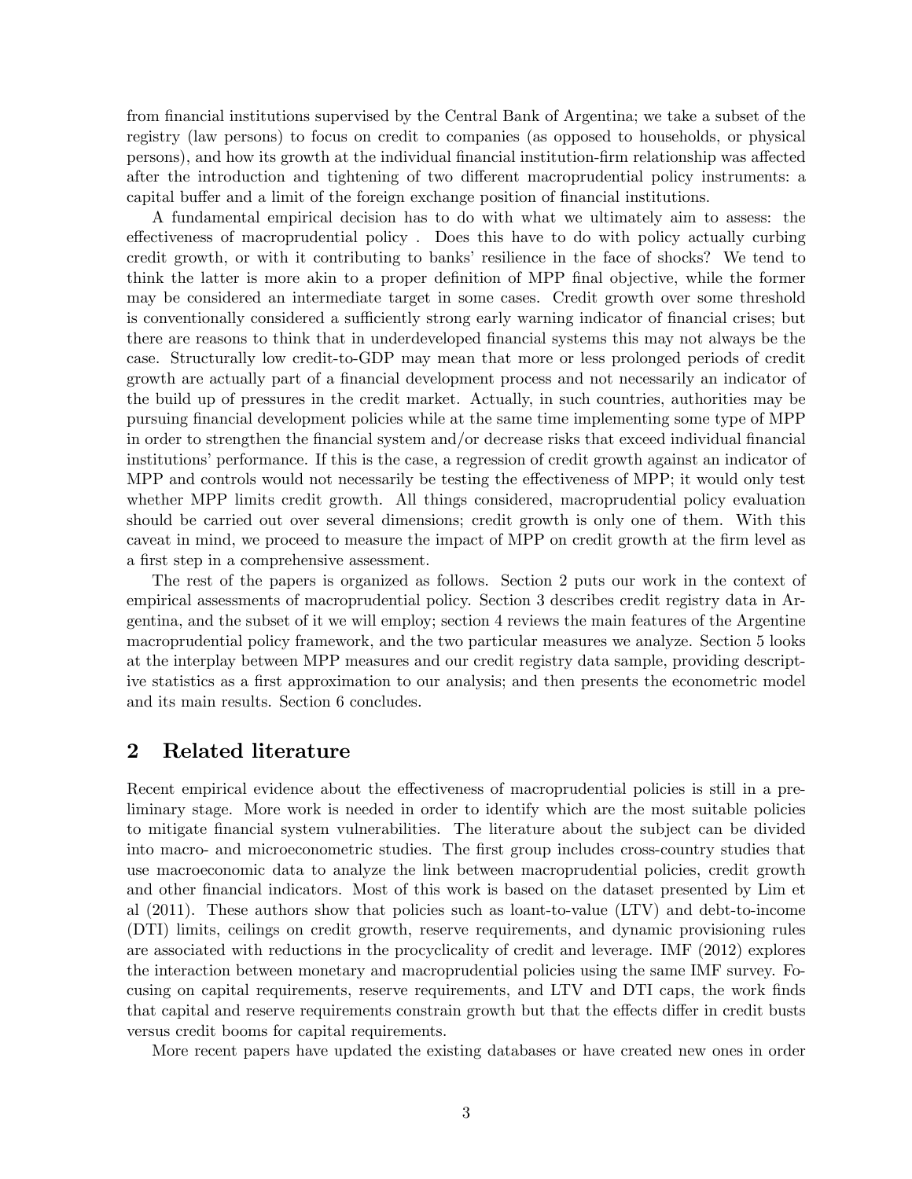from financial institutions supervised by the Central Bank of Argentina; we take a subset of the registry (law persons) to focus on credit to companies (as opposed to households, or physical persons), and how its growth at the individual financial institution-firm relationship was affected after the introduction and tightening of two different macroprudential policy instruments: a capital buffer and a limit of the foreign exchange position of financial institutions.

A fundamental empirical decision has to do with what we ultimately aim to assess: the effectiveness of macroprudential policy . Does this have to do with policy actually curbing credit growth, or with it contributing to banks' resilience in the face of shocks? We tend to think the latter is more akin to a proper definition of MPP final objective, while the former may be considered an intermediate target in some cases. Credit growth over some threshold is conventionally considered a sufficiently strong early warning indicator of financial crises; but there are reasons to think that in underdeveloped financial systems this may not always be the case. Structurally low credit-to-GDP may mean that more or less prolonged periods of credit growth are actually part of a financial development process and not necessarily an indicator of the build up of pressures in the credit market. Actually, in such countries, authorities may be pursuing financial development policies while at the same time implementing some type of MPP in order to strengthen the financial system and/or decrease risks that exceed individual financial institutions' performance. If this is the case, a regression of credit growth against an indicator of MPP and controls would not necessarily be testing the effectiveness of MPP; it would only test whether MPP limits credit growth. All things considered, macroprudential policy evaluation should be carried out over several dimensions; credit growth is only one of them. With this caveat in mind, we proceed to measure the impact of MPP on credit growth at the firm level as a first step in a comprehensive assessment.

The rest of the papers is organized as follows. Section 2 puts our work in the context of empirical assessments of macroprudential policy. Section 3 describes credit registry data in Argentina, and the subset of it we will employ; section 4 reviews the main features of the Argentine macroprudential policy framework, and the two particular measures we analyze. Section 5 looks at the interplay between MPP measures and our credit registry data sample, providing descriptive statistics as a first approximation to our analysis; and then presents the econometric model and its main results. Section 6 concludes.

## 2 Related literature

Recent empirical evidence about the effectiveness of macroprudential policies is still in a preliminary stage. More work is needed in order to identify which are the most suitable policies to mitigate financial system vulnerabilities. The literature about the subject can be divided into macro- and microeconometric studies. The first group includes cross-country studies that use macroeconomic data to analyze the link between macroprudential policies, credit growth and other financial indicators. Most of this work is based on the dataset presented by Lim et al (2011). These authors show that policies such as loant-to-value (LTV) and debt-to-income (DTI) limits, ceilings on credit growth, reserve requirements, and dynamic provisioning rules are associated with reductions in the procyclicality of credit and leverage. IMF (2012) explores the interaction between monetary and macroprudential policies using the same IMF survey. Focusing on capital requirements, reserve requirements, and LTV and DTI caps, the work finds that capital and reserve requirements constrain growth but that the effects differ in credit busts versus credit booms for capital requirements.

More recent papers have updated the existing databases or have created new ones in order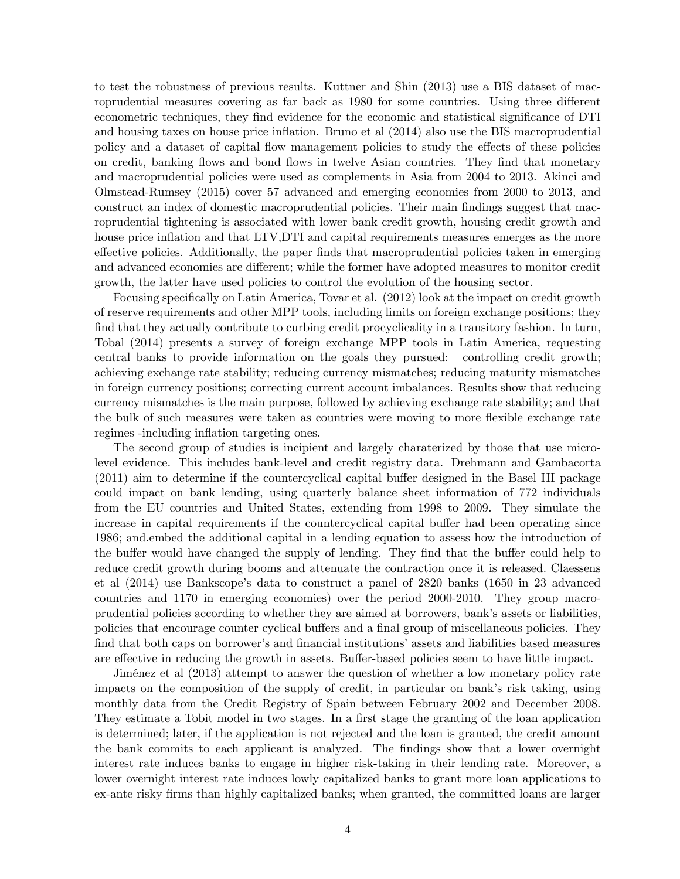to test the robustness of previous results. Kuttner and Shin (2013) use a BIS dataset of macroprudential measures covering as far back as 1980 for some countries. Using three different econometric techniques, they find evidence for the economic and statistical significance of DTI and housing taxes on house price inflation. Bruno et al (2014) also use the BIS macroprudential policy and a dataset of capital flow management policies to study the effects of these policies on credit, banking flows and bond flows in twelve Asian countries. They find that monetary and macroprudential policies were used as complements in Asia from 2004 to 2013. Akinci and Olmstead-Rumsey (2015) cover 57 advanced and emerging economies from 2000 to 2013, and construct an index of domestic macroprudential policies. Their main findings suggest that macroprudential tightening is associated with lower bank credit growth, housing credit growth and house price inflation and that LTV,DTI and capital requirements measures emerges as the more effective policies. Additionally, the paper finds that macroprudential policies taken in emerging and advanced economies are different; while the former have adopted measures to monitor credit growth, the latter have used policies to control the evolution of the housing sector.

Focusing specifically on Latin America, Tovar et al. (2012) look at the impact on credit growth of reserve requirements and other MPP tools, including limits on foreign exchange positions; they find that they actually contribute to curbing credit procyclicality in a transitory fashion. In turn, Tobal (2014) presents a survey of foreign exchange MPP tools in Latin America, requesting central banks to provide information on the goals they pursued: controlling credit growth; achieving exchange rate stability; reducing currency mismatches; reducing maturity mismatches in foreign currency positions; correcting current account imbalances. Results show that reducing currency mismatches is the main purpose, followed by achieving exchange rate stability; and that the bulk of such measures were taken as countries were moving to more flexible exchange rate regimes -including inflation targeting ones.

The second group of studies is incipient and largely charaterized by those that use micro-level evidence. This includes bank-level and credit registry data. Drehmann and Gambacorta (2011) aim to determine if the countercyclical capital buffer designed in the Basel III package could impact on bank lending, using quarterly balance sheet information of 772 individuals from the EU countries and United States, extending from 1998 to 2009. They simulate the increase in capital requirements if the countercyclical capital buffer had been operating since 1986; and.embed the additional capital in a lending equation to assess how the introduction of the buffer would have changed the supply of lending. They find that the buffer could help to reduce credit growth during booms and attenuate the contraction once it is released. Claessens et al (2014) use Bankscope's data to construct a panel of 2820 banks (1650 in 23 advanced countries and 1170 in emerging economies) over the period 2000-2010. They group macroprudential policies according to whether they are aimed at borrowers, bank's assets or liabilities, policies that encourage counter cyclical buffers and a final group of miscellaneous policies. They find that both caps on borrower's and financial institutions' assets and liabilities based measures are effective in reducing the growth in assets. Buffer-based policies seem to have little impact.

Jiménez et al (2013) attempt to answer the question of whether a low monetary policy rate impacts on the composition of the supply of credit, in particular on bank's risk taking, using monthly data from the Credit Registry of Spain between February 2002 and December 2008. They estimate a Tobit model in two stages. In a first stage the granting of the loan application is determined; later, if the application is not rejected and the loan is granted, the credit amount the bank commits to each applicant is analyzed. The findings show that a lower overnight interest rate induces banks to engage in higher risk-taking in their lending rate. Moreover, a lower overnight interest rate induces lowly capitalized banks to grant more loan applications to ex-ante risky firms than highly capitalized banks; when granted, the committed loans are larger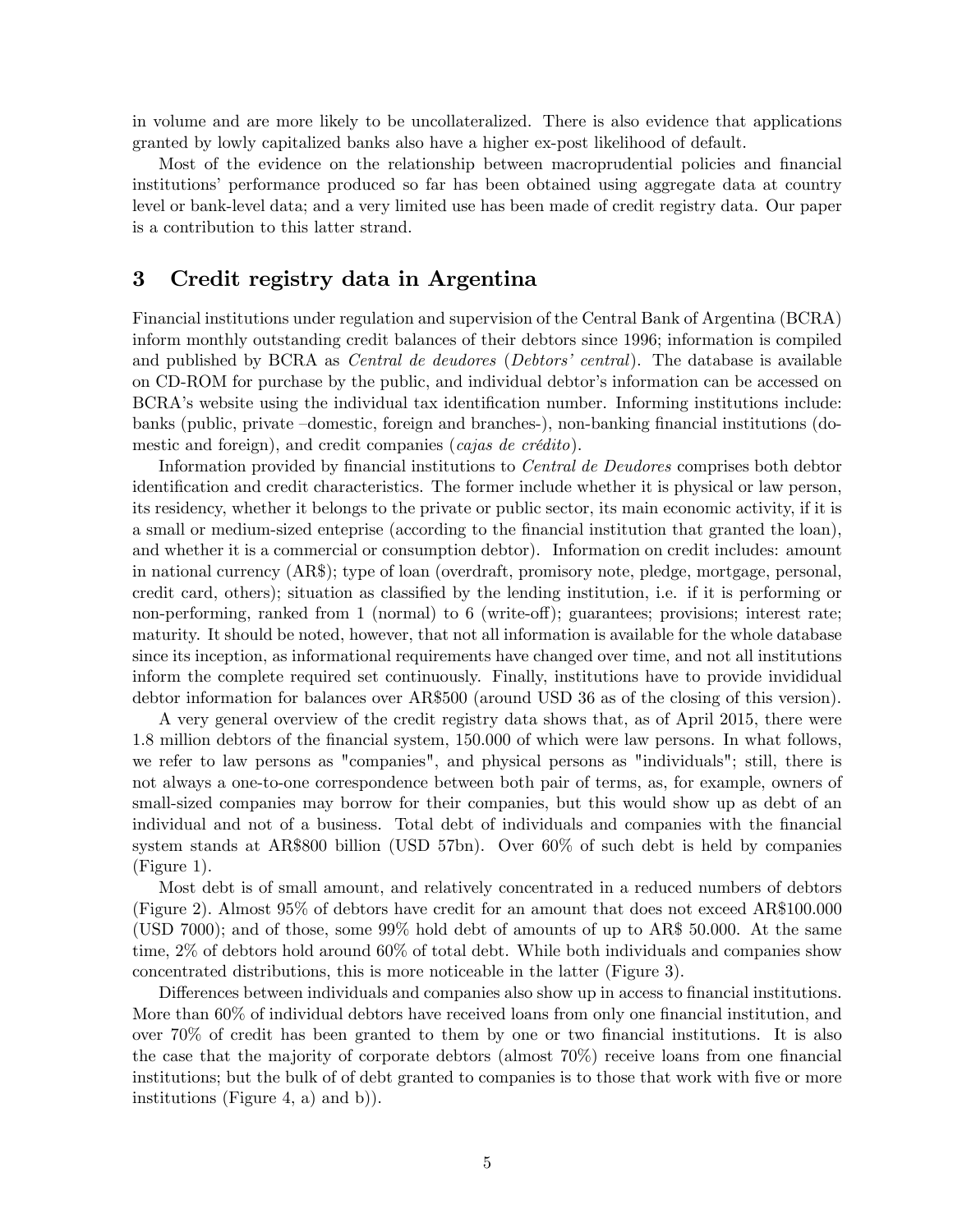in volume and are more likely to be uncollateralized. There is also evidence that applications granted by lowly capitalized banks also have a higher ex-post likelihood of default.

Most of the evidence on the relationship between macroprudential policies and financial institutions' performance produced so far has been obtained using aggregate data at country level or bank-level data; and a very limited use has been made of credit registry data. Our paper is a contribution to this latter strand.

# 3 Credit registry data in Argentina

Financial institutions under regulation and supervision of the Central Bank of Argentina (BCRA) inform monthly outstanding credit balances of their debtors since 1996; information is compiled and published by BCRA as *Central de deudores* (*Debtors' central*). The database is available on CD-ROM for purchase by the public, and individual debtor's information can be accessed on BCRA's website using the individual tax identification number. Informing institutions include: banks (public, private –domestic, foreign and branches-), non-banking financial institutions (domestic and foreign), and credit companies (*cajas de crédito*).

Information provided by financial institutions to *Central de Deudores* comprises both debtor identification and credit characteristics. The former include whether it is physical or law person, its residency, whether it belongs to the private or public sector, its main economic activity, if it is a small or medium-sized enteprise (according to the financial institution that granted the loan), and whether it is a commercial or consumption debtor). Information on credit includes: amount in national currency (AR$); type of loan (overdraft, promisory note, pledge, mortgage, personal, credit card, others); situation as classified by the lending institution, i.e. if it is performing or non-performing, ranked from 1 (normal) to 6 (write-off); guarantees; provisions; interest rate; maturity. It should be noted, however, that not all information is available for the whole database since its inception, as informational requirements have changed over time, and not all institutions inform the complete required set continuously. Finally, institutions have to provide invididual debtor information for balances over AR$500 (around USD 36 as of the closing of this version).

A very general overview of the credit registry data shows that, as of April 2015, there were 1.8 million debtors of the financial system, 150.000 of which were law persons. In what follows, we refer to law persons as "companies", and physical persons as "individuals"; still, there is not always a one-to-one correspondence between both pair of terms, as, for example, owners of small-sized companies may borrow for their companies, but this would show up as debt of an individual and not of a business. Total debt of individuals and companies with the financial system stands at AR$800 billion (USD 57bn). Over 60% of such debt is held by companies (Figure 1).

Most debt is of small amount, and relatively concentrated in a reduced numbers of debtors (Figure 2). Almost 95% of debtors have credit for an amount that does not exceed AR$100.000 (USD 7000); and of those, some 99% hold debt of amounts of up to AR$ 50.000. At the same time, 2% of debtors hold around 60% of total debt. While both individuals and companies show concentrated distributions, this is more noticeable in the latter (Figure 3).

Differences between individuals and companies also show up in access to financial institutions. More than 60% of individual debtors have received loans from only one financial institution, and over 70% of credit has been granted to them by one or two financial institutions. It is also the case that the majority of corporate debtors (almost 70%) receive loans from one financial institutions; but the bulk of of debt granted to companies is to those that work with five or more institutions (Figure 4, a) and b)).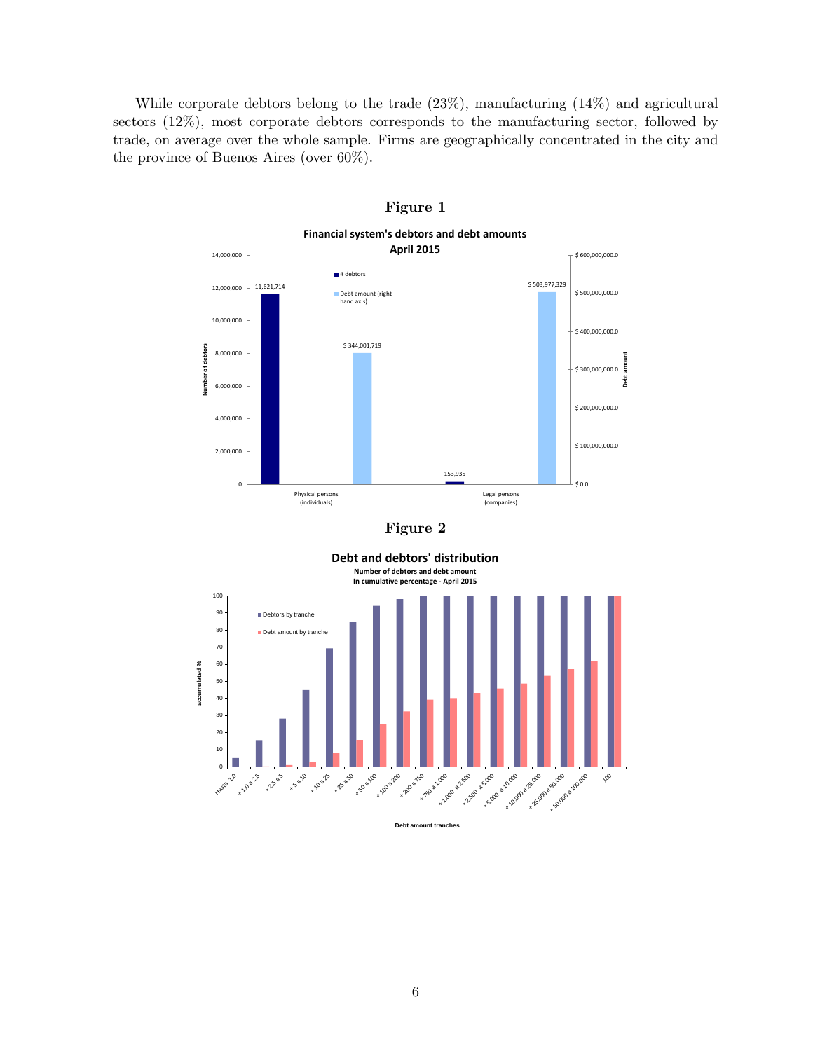While corporate debtors belong to the trade (23%), manufacturing (14%) and agricultural sectors (12%), most corporate debtors corresponds to the manufacturing sector, followed by trade, on average over the whole sample. Firms are geographically concentrated in the city and the province of Buenos Aires (over 60%).

**Figure 1**

**Financial system's debtors and debt amounts**
**April 2015**

**Figure 2**

**Debt and debtors' distribution**
Number of debtors and debt amount
In cumulative percentage - April 2015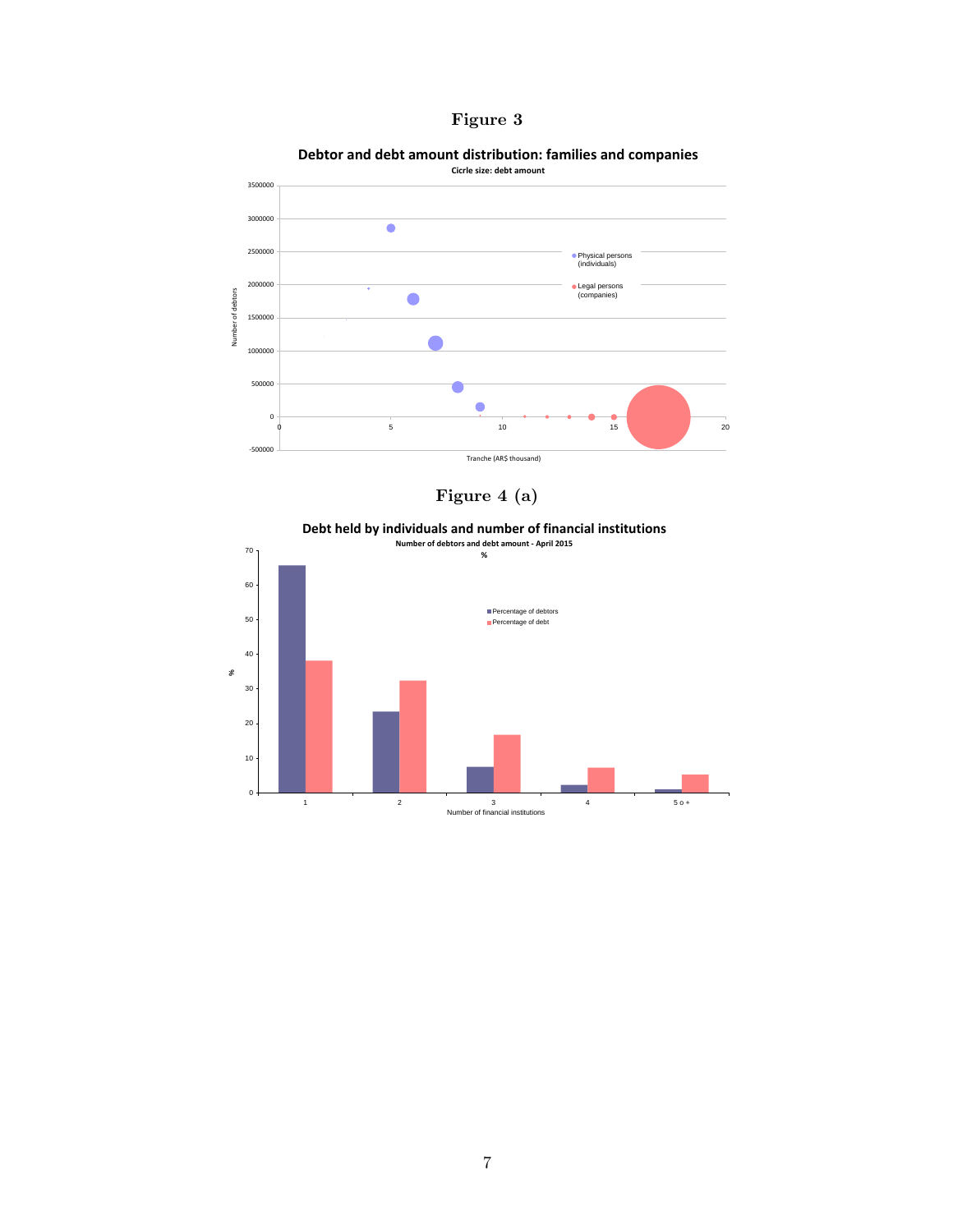# Figure 3

**Debtor and debt amount distribution: families and companies**

**Cicrle size: debt amount**

Number of debtors

Tranche (AR$ thousand)

- Physical persons (individuals)
- Legal persons (companies)

# Figure 4 (a)

**Debt held by individuals and number of financial institutions**

**Number of debtors and debt amount - April 2015**

**%**

- Percentage of debtors
- Percentage of debt

Number of financial institutions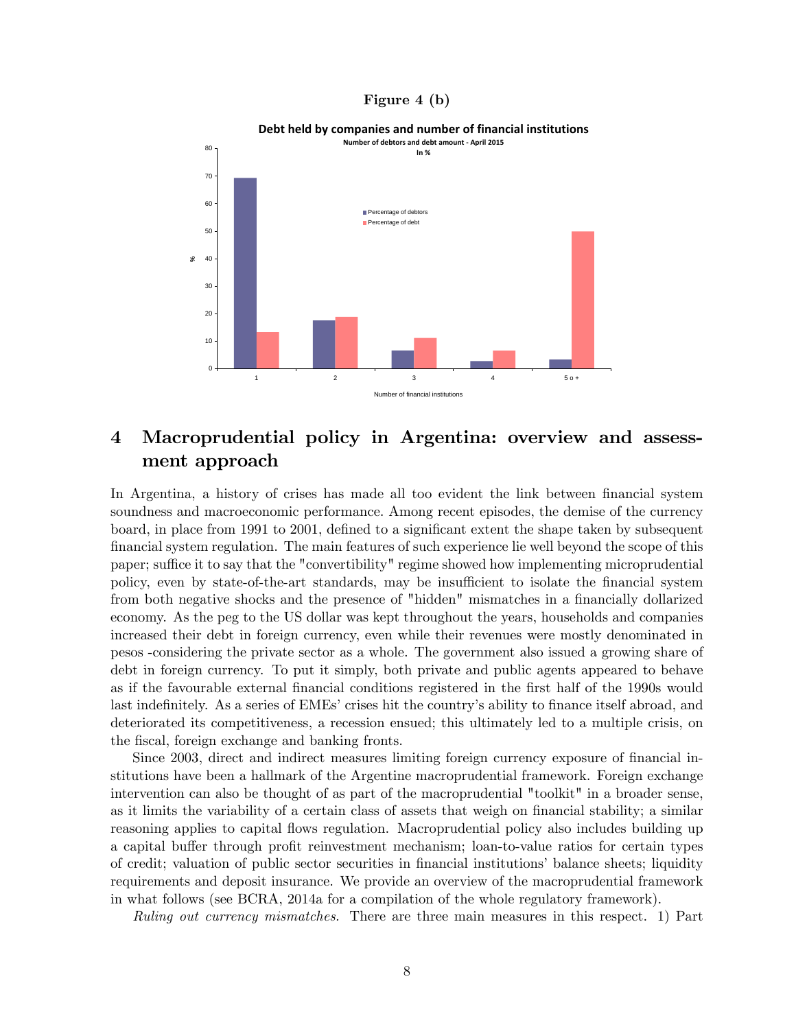**Figure 4 (b)**

**Debt held by companies and number of financial institutions**

Number of debtors and debt amount - April 2015

In %

| Number of financial institutions | Percentage of debtors | Percentage of debt |
|---|---|---|
| 1 | 69 | 13 |
| 2 | 17.5 | 19 |
| 3 | 6.5 | 11 |
| 4 | 2.5 | 6.5 |
| 5 o + | 3 | 50 |

## 4 Macroprudential policy in Argentina: overview and assessment approach

In Argentina, a history of crises has made all too evident the link between financial system soundness and macroeconomic performance. Among recent episodes, the demise of the currency board, in place from 1991 to 2001, defined to a significant extent the shape taken by subsequent financial system regulation. The main features of such experience lie well beyond the scope of this paper; suffice it to say that the "convertibility" regime showed how implementing microprudential policy, even by state-of-the-art standards, may be insufficient to isolate the financial system from both negative shocks and the presence of "hidden" mismatches in a financially dollarized economy. As the peg to the US dollar was kept throughout the years, households and companies increased their debt in foreign currency, even while their revenues were mostly denominated in pesos -considering the private sector as a whole. The government also issued a growing share of debt in foreign currency. To put it simply, both private and public agents appeared to behave as if the favourable external financial conditions registered in the first half of the 1990s would last indefinitely. As a series of EMEs' crises hit the country's ability to finance itself abroad, and deteriorated its competitiveness, a recession ensued; this ultimately led to a multiple crisis, on the fiscal, foreign exchange and banking fronts.

Since 2003, direct and indirect measures limiting foreign currency exposure of financial institutions have been a hallmark of the Argentine macroprudential framework. Foreign exchange intervention can also be thought of as part of the macroprudential "toolkit" in a broader sense, as it limits the variability of a certain class of assets that weigh on financial stability; a similar reasoning applies to capital flows regulation. Macroprudential policy also includes building up a capital buffer through profit reinvestment mechanism; loan-to-value ratios for certain types of credit; valuation of public sector securities in financial institutions' balance sheets; liquidity requirements and deposit insurance. We provide an overview of the macroprudential framework in what follows (see BCRA, 2014a for a compilation of the whole regulatory framework).

*Ruling out currency mismatches.* There are three main measures in this respect. 1) Part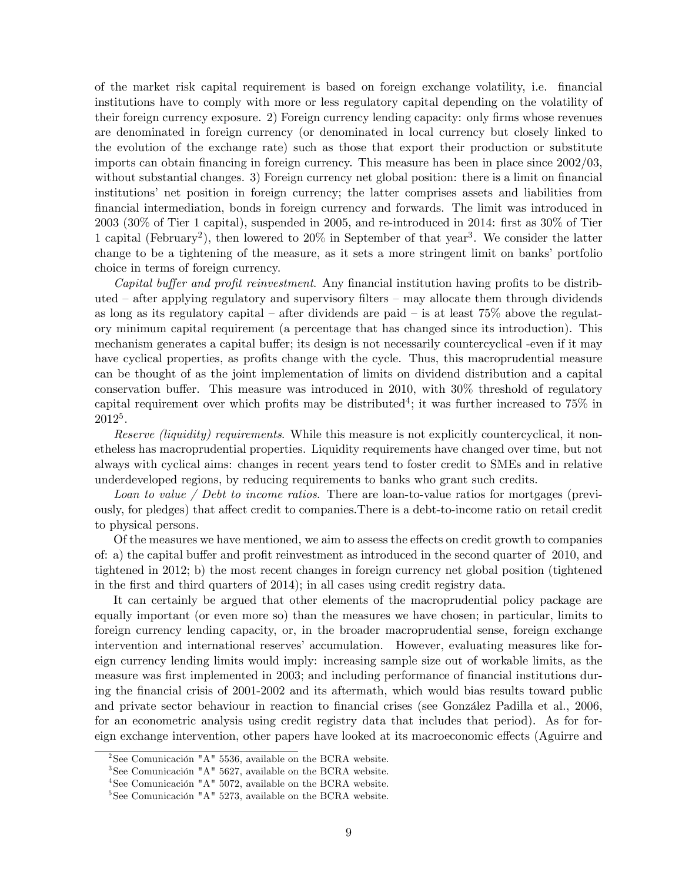of the market risk capital requirement is based on foreign exchange volatility, i.e. financial institutions have to comply with more or less regulatory capital depending on the volatility of their foreign currency exposure. 2) Foreign currency lending capacity: only firms whose revenues are denominated in foreign currency (or denominated in local currency but closely linked to the evolution of the exchange rate) such as those that export their production or substitute imports can obtain financing in foreign currency. This measure has been in place since 2002/03, without substantial changes. 3) Foreign currency net global position: there is a limit on financial institutions' net position in foreign currency; the latter comprises assets and liabilities from financial intermediation, bonds in foreign currency and forwards. The limit was introduced in 2003 (30% of Tier 1 capital), suspended in 2005, and re-introduced in 2014: first as 30% of Tier 1 capital (February[2]), then lowered to 20% in September of that year[3]. We consider the latter change to be a tightening of the measure, as it sets a more stringent limit on banks' portfolio choice in terms of foreign currency.

*Capital buffer and profit reinvestment*. Any financial institution having profits to be distributed – after applying regulatory and supervisory filters – may allocate them through dividends as long as its regulatory capital – after dividends are paid – is at least 75% above the regulatory minimum capital requirement (a percentage that has changed since its introduction). This mechanism generates a capital buffer; its design is not necessarily countercyclical -even if it may have cyclical properties, as profits change with the cycle. Thus, this macroprudential measure can be thought of as the joint implementation of limits on dividend distribution and a capital conservation buffer. This measure was introduced in 2010, with 30% threshold of regulatory capital requirement over which profits may be distributed[4]; it was further increased to 75% in 2012[5].

*Reserve (liquidity) requirements*. While this measure is not explicitly countercyclical, it nonetheless has macroprudential properties. Liquidity requirements have changed over time, but not always with cyclical aims: changes in recent years tend to foster credit to SMEs and in relative underdeveloped regions, by reducing requirements to banks who grant such credits.

*Loan to value / Debt to income ratios*. There are loan-to-value ratios for mortgages (previously, for pledges) that affect credit to companies.There is a debt-to-income ratio on retail credit to physical persons.

Of the measures we have mentioned, we aim to assess the effects on credit growth to companies of: a) the capital buffer and profit reinvestment as introduced in the second quarter of 2010, and tightened in 2012; b) the most recent changes in foreign currency net global position (tightened in the first and third quarters of 2014); in all cases using credit registry data.

It can certainly be argued that other elements of the macroprudential policy package are equally important (or even more so) than the measures we have chosen; in particular, limits to foreign currency lending capacity, or, in the broader macroprudential sense, foreign exchange intervention and international reserves' accumulation. However, evaluating measures like foreign currency lending limits would imply: increasing sample size out of workable limits, as the measure was first implemented in 2003; and including performance of financial institutions during the financial crisis of 2001-2002 and its aftermath, which would bias results toward public and private sector behaviour in reaction to financial crises (see González Padilla et al., 2006, for an econometric analysis using credit registry data that includes that period). As for foreign exchange intervention, other papers have looked at its macroeconomic effects (Aguirre and

[2] See Comunicación "A" 5536, available on the BCRA website.

[3] See Comunicación "A" 5627, available on the BCRA website.

[4] See Comunicación "A" 5072, available on the BCRA website.

[5] See Comunicación "A" 5273, available on the BCRA website.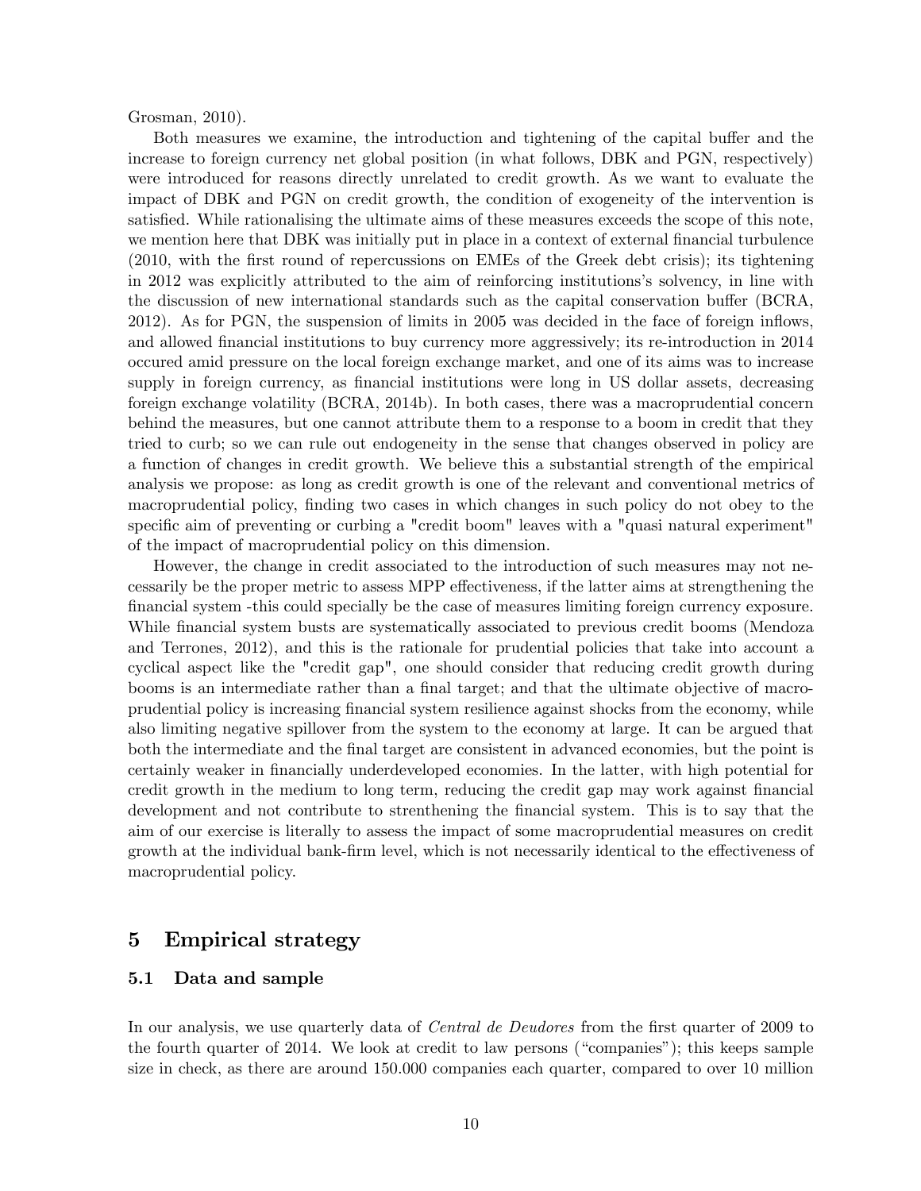Grosman, 2010).

Both measures we examine, the introduction and tightening of the capital buffer and the increase to foreign currency net global position (in what follows, DBK and PGN, respectively) were introduced for reasons directly unrelated to credit growth. As we want to evaluate the impact of DBK and PGN on credit growth, the condition of exogeneity of the intervention is satisfied. While rationalising the ultimate aims of these measures exceeds the scope of this note, we mention here that DBK was initially put in place in a context of external financial turbulence (2010, with the first round of repercussions on EMEs of the Greek debt crisis); its tightening in 2012 was explicitly attributed to the aim of reinforcing institutions's solvency, in line with the discussion of new international standards such as the capital conservation buffer (BCRA, 2012). As for PGN, the suspension of limits in 2005 was decided in the face of foreign inflows, and allowed financial institutions to buy currency more aggressively; its re-introduction in 2014 occured amid pressure on the local foreign exchange market, and one of its aims was to increase supply in foreign currency, as financial institutions were long in US dollar assets, decreasing foreign exchange volatility (BCRA, 2014b). In both cases, there was a macroprudential concern behind the measures, but one cannot attribute them to a response to a boom in credit that they tried to curb; so we can rule out endogeneity in the sense that changes observed in policy are a function of changes in credit growth. We believe this a substantial strength of the empirical analysis we propose: as long as credit growth is one of the relevant and conventional metrics of macroprudential policy, finding two cases in which changes in such policy do not obey to the specific aim of preventing or curbing a "credit boom" leaves with a "quasi natural experiment" of the impact of macroprudential policy on this dimension.

However, the change in credit associated to the introduction of such measures may not necessarily be the proper metric to assess MPP effectiveness, if the latter aims at strengthening the financial system -this could specially be the case of measures limiting foreign currency exposure. While financial system busts are systematically associated to previous credit booms (Mendoza and Terrones, 2012), and this is the rationale for prudential policies that take into account a cyclical aspect like the "credit gap", one should consider that reducing credit growth during booms is an intermediate rather than a final target; and that the ultimate objective of macroprudential policy is increasing financial system resilience against shocks from the economy, while also limiting negative spillover from the system to the economy at large. It can be argued that both the intermediate and the final target are consistent in advanced economies, but the point is certainly weaker in financially underdeveloped economies. In the latter, with high potential for credit growth in the medium to long term, reducing the credit gap may work against financial development and not contribute to strenthening the financial system. This is to say that the aim of our exercise is literally to assess the impact of some macroprudential measures on credit growth at the individual bank-firm level, which is not necessarily identical to the effectiveness of macroprudential policy.

## 5 Empirical strategy

### 5.1 Data and sample

In our analysis, we use quarterly data of *Central de Deudores* from the first quarter of 2009 to the fourth quarter of 2014. We look at credit to law persons ("companies"); this keeps sample size in check, as there are around 150.000 companies each quarter, compared to over 10 million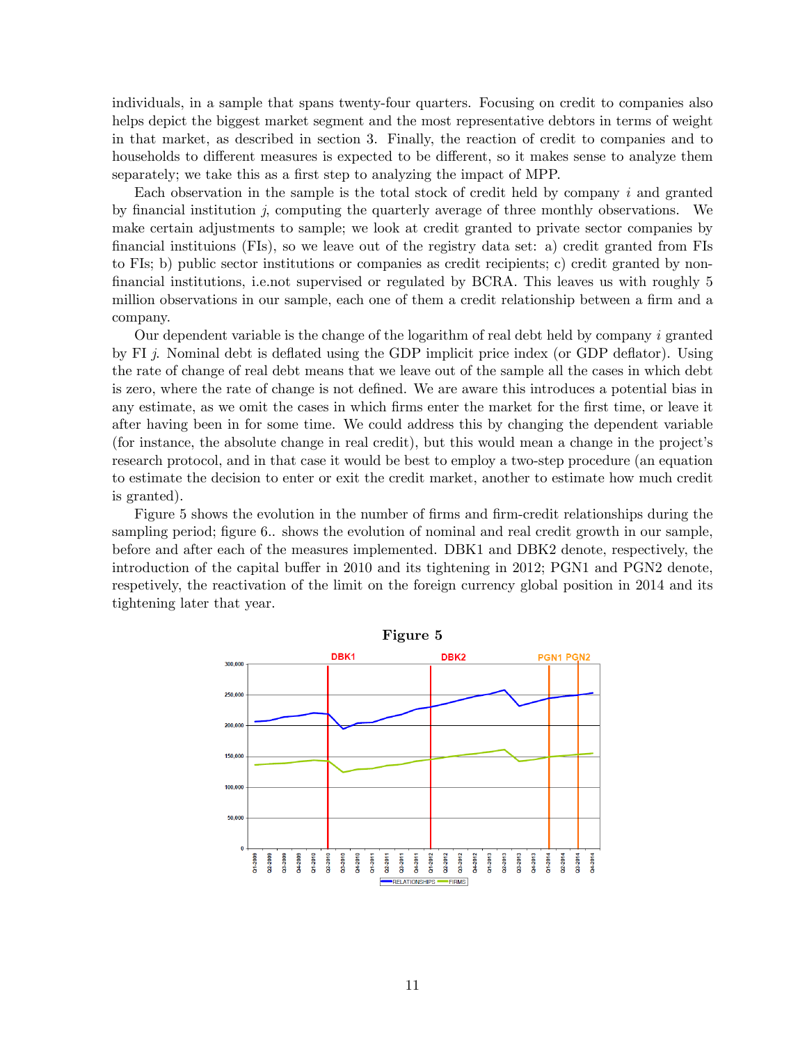individuals, in a sample that spans twenty-four quarters. Focusing on credit to companies also helps depict the biggest market segment and the most representative debtors in terms of weight in that market, as described in section 3. Finally, the reaction of credit to companies and to households to different measures is expected to be different, so it makes sense to analyze them separately; we take this as a first step to analyzing the impact of MPP.

Each observation in the sample is the total stock of credit held by company $i$ and granted by financial institution $j$, computing the quarterly average of three monthly observations. We make certain adjustments to sample; we look at credit granted to private sector companies by financial instituions (FIs), so we leave out of the registry data set: a) credit granted from FIs to FIs; b) public sector institutions or companies as credit recipients; c) credit granted by non-financial institutions, i.e.not supervised or regulated by BCRA. This leaves us with roughly 5 million observations in our sample, each one of them a credit relationship between a firm and a company.

Our dependent variable is the change of the logarithm of real debt held by company $i$ granted by FI $j$. Nominal debt is deflated using the GDP implicit price index (or GDP deflator). Using the rate of change of real debt means that we leave out of the sample all the cases in which debt is zero, where the rate of change is not defined. We are aware this introduces a potential bias in any estimate, as we omit the cases in which firms enter the market for the first time, or leave it after having been in for some time. We could address this by changing the dependent variable (for instance, the absolute change in real credit), but this would mean a change in the project's research protocol, and in that case it would be best to employ a two-step procedure (an equation to estimate the decision to enter or exit the credit market, another to estimate how much credit is granted).

Figure 5 shows the evolution in the number of firms and firm-credit relationships during the sampling period; figure 6.. shows the evolution of nominal and real credit growth in our sample, before and after each of the measures implemented. DBK1 and DBK2 denote, respectively, the introduction of the capital buffer in 2010 and its tightening in 2012; PGN1 and PGN2 denote, respetively, the reactivation of the limit on the foreign currency global position in 2014 and its tightening later that year.

**Figure 5**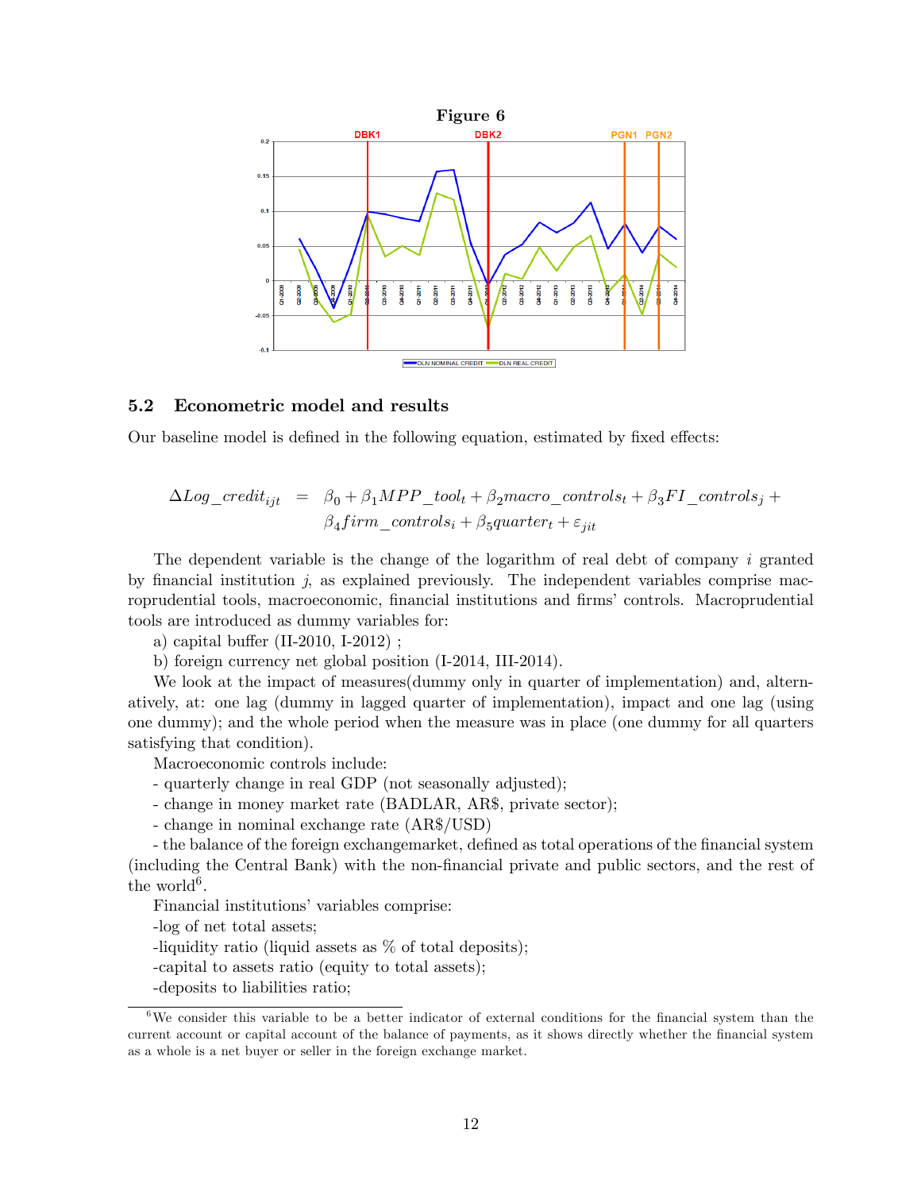**Figure 6**

## 5.2 Econometric model and results

Our baseline model is defined in the following equation, estimated by fixed effects:

$$
\begin{aligned}
\Delta Log\_credit_{ijt} \;\; = \;\; & \beta_0 + \beta_1 MPP\_tool_t + \beta_2 macro\_controls_t + \beta_3 FI\_controls_j + \\
& \beta_4 firm\_controls_i + \beta_5 quarter_t + \varepsilon_{jit}
\end{aligned}
$$

The dependent variable is the change of the logarithm of real debt of company $i$ granted by financial institution $j$, as explained previously. The independent variables comprise macroprudential tools, macroeconomic, financial institutions and firms' controls. Macroprudential tools are introduced as dummy variables for:

a) capital buffer (II-2010, I-2012) ;

b) foreign currency net global position (I-2014, III-2014).

We look at the impact of measures(dummy only in quarter of implementation) and, alternatively, at: one lag (dummy in lagged quarter of implementation), impact and one lag (using one dummy); and the whole period when the measure was in place (one dummy for all quarters satisfying that condition).

Macroeconomic controls include:

- quarterly change in real GDP (not seasonally adjusted);
- change in money market rate (BADLAR, AR$, private sector);
- change in nominal exchange rate (AR$/USD)
- the balance of the foreign exchangemarket, defined as total operations of the financial system (including the Central Bank) with the non-financial private and public sectors, and the rest of the world[6].

Financial institutions' variables comprise:

-log of net total assets;

-liquidity ratio (liquid assets as % of total deposits);

-capital to assets ratio (equity to total assets);

-deposits to liabilities ratio;

[6] We consider this variable to be a better indicator of external conditions for the financial system than the current account or capital account of the balance of payments, as it shows directly whether the financial system as a whole is a net buyer or seller in the foreign exchange market.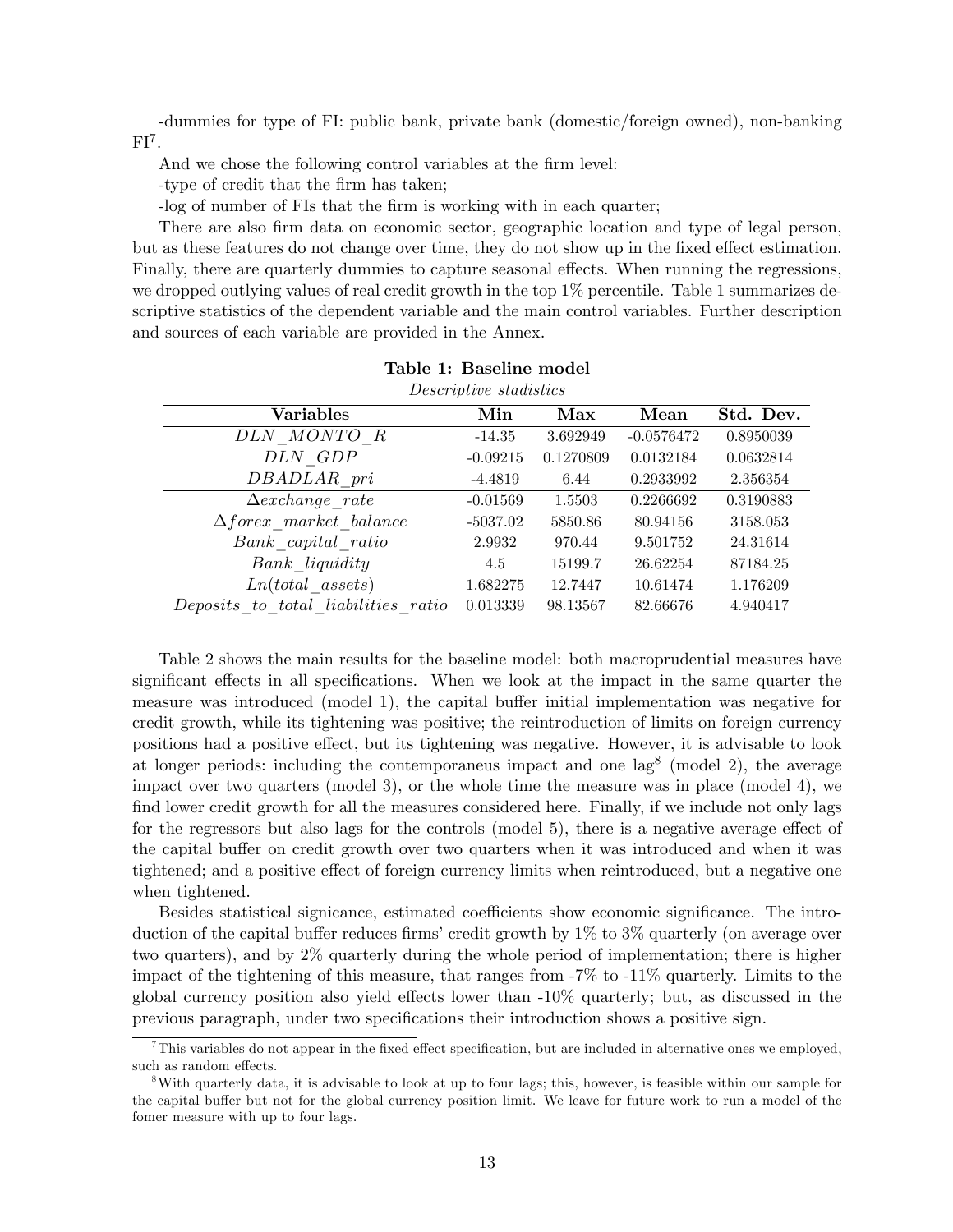-dummies for type of FI: public bank, private bank (domestic/foreign owned), non-banking FI[7].

And we chose the following control variables at the firm level:

-type of credit that the firm has taken;

-log of number of FIs that the firm is working with in each quarter;

There are also firm data on economic sector, geographic location and type of legal person, but as these features do not change over time, they do not show up in the fixed effect estimation. Finally, there are quarterly dummies to capture seasonal effects. When running the regressions, we dropped outlying values of real credit growth in the top 1% percentile. Table 1 summarizes descriptive statistics of the dependent variable and the main control variables. Further description and sources of each variable are provided in the Annex.

**Table 1: Baseline model**

*Descriptive stadistics*

| Variables | Min | Max | Mean | Std. Dev. |
|---|---|---|---|---|
| $DLN\_MONTO\_R$ | -14.35 | 3.692949 | -0.0576472 | 0.8950039 |
| $DLN\_GDP$ | -0.09215 | 0.1270809 | 0.0132184 | 0.0632814 |
| $DBADLAR\_pri$ | -4.4819 | 6.44 | 0.2933992 | 2.356354 |
| $\Delta exchange\_rate$ | -0.01569 | 1.5503 | 0.2266692 | 0.3190883 |
| $\Delta forex\_market\_balance$ | -5037.02 | 5850.86 | 80.94156 | 3158.053 |
| $Bank\_capital\_ratio$ | 2.9932 | 970.44 | 9.501752 | 24.31614 |
| $Bank\_liquidity$ | 4.5 | 15199.7 | 26.62254 | 87184.25 |
| $Ln(total\_assets)$ | 1.682275 | 12.7447 | 10.61474 | 1.176209 |
| $Deposits\_to\_total\_liabilities\_ratio$ | 0.013339 | 98.13567 | 82.66676 | 4.940417 |

Table 2 shows the main results for the baseline model: both macroprudential measures have significant effects in all specifications. When we look at the impact in the same quarter the measure was introduced (model 1), the capital buffer initial implementation was negative for credit growth, while its tightening was positive; the reintroduction of limits on foreign currency positions had a positive effect, but its tightening was negative. However, it is advisable to look at longer periods: including the contemporaneus impact and one lag[8] (model 2), the average impact over two quarters (model 3), or the whole time the measure was in place (model 4), we find lower credit growth for all the measures considered here. Finally, if we include not only lags for the regressors but also lags for the controls (model 5), there is a negative average effect of the capital buffer on credit growth over two quarters when it was introduced and when it was tightened; and a positive effect of foreign currency limits when reintroduced, but a negative one when tightened.

Besides statistical signicance, estimated coefficients show economic significance. The introduction of the capital buffer reduces firms' credit growth by 1% to 3% quarterly (on average over two quarters), and by 2% quarterly during the whole period of implementation; there is higher impact of the tightening of this measure, that ranges from -7% to -11% quarterly. Limits to the global currency position also yield effects lower than -10% quarterly; but, as discussed in the previous paragraph, under two specifications their introduction shows a positive sign.

[7] This variables do not appear in the fixed effect specification, but are included in alternative ones we employed, such as random effects.

[8] With quarterly data, it is advisable to look at up to four lags; this, however, is feasible within our sample for the capital buffer but not for the global currency position limit. We leave for future work to run a model of the fomer measure with up to four lags.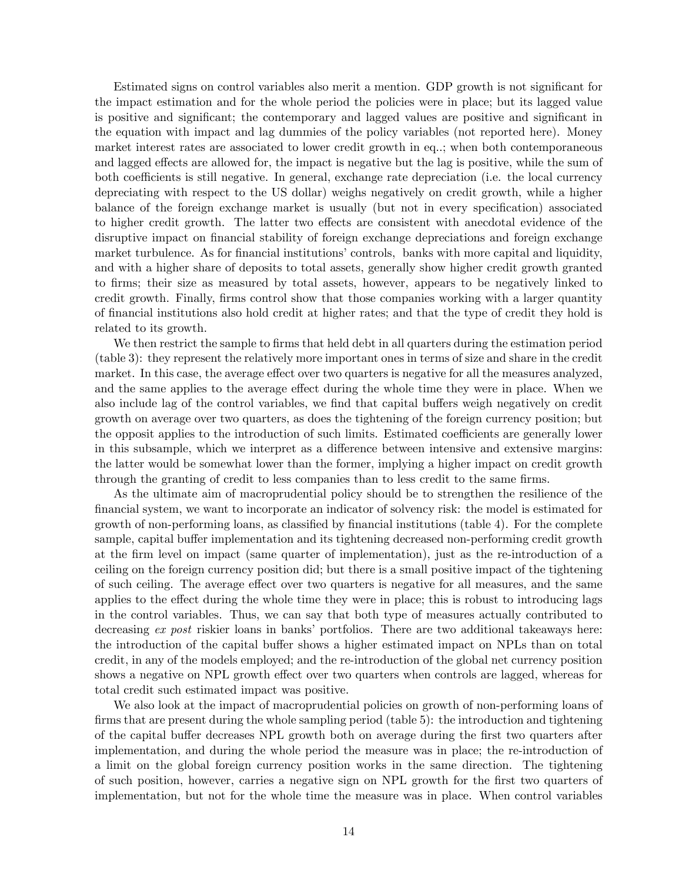Estimated signs on control variables also merit a mention. GDP growth is not significant for the impact estimation and for the whole period the policies were in place; but its lagged value is positive and significant; the contemporary and lagged values are positive and significant in the equation with impact and lag dummies of the policy variables (not reported here). Money market interest rates are associated to lower credit growth in eq..; when both contemporaneous and lagged effects are allowed for, the impact is negative but the lag is positive, while the sum of both coefficients is still negative. In general, exchange rate depreciation (i.e. the local currency depreciating with respect to the US dollar) weighs negatively on credit growth, while a higher balance of the foreign exchange market is usually (but not in every specification) associated to higher credit growth. The latter two effects are consistent with anecdotal evidence of the disruptive impact on financial stability of foreign exchange depreciations and foreign exchange market turbulence. As for financial institutions' controls, banks with more capital and liquidity, and with a higher share of deposits to total assets, generally show higher credit growth granted to firms; their size as measured by total assets, however, appears to be negatively linked to credit growth. Finally, firms control show that those companies working with a larger quantity of financial institutions also hold credit at higher rates; and that the type of credit they hold is related to its growth.

We then restrict the sample to firms that held debt in all quarters during the estimation period (table 3): they represent the relatively more important ones in terms of size and share in the credit market. In this case, the average effect over two quarters is negative for all the measures analyzed, and the same applies to the average effect during the whole time they were in place. When we also include lag of the control variables, we find that capital buffers weigh negatively on credit growth on average over two quarters, as does the tightening of the foreign currency position; but the opposit applies to the introduction of such limits. Estimated coefficients are generally lower in this subsample, which we interpret as a difference between intensive and extensive margins: the latter would be somewhat lower than the former, implying a higher impact on credit growth through the granting of credit to less companies than to less credit to the same firms.

As the ultimate aim of macroprudential policy should be to strengthen the resilience of the financial system, we want to incorporate an indicator of solvency risk: the model is estimated for growth of non-performing loans, as classified by financial institutions (table 4). For the complete sample, capital buffer implementation and its tightening decreased non-performing credit growth at the firm level on impact (same quarter of implementation), just as the re-introduction of a ceiling on the foreign currency position did; but there is a small positive impact of the tightening of such ceiling. The average effect over two quarters is negative for all measures, and the same applies to the effect during the whole time they were in place; this is robust to introducing lags in the control variables. Thus, we can say that both type of measures actually contributed to decreasing *ex post* riskier loans in banks' portfolios. There are two additional takeaways here: the introduction of the capital buffer shows a higher estimated impact on NPLs than on total credit, in any of the models employed; and the re-introduction of the global net currency position shows a negative on NPL growth effect over two quarters when controls are lagged, whereas for total credit such estimated impact was positive.

We also look at the impact of macroprudential policies on growth of non-performing loans of firms that are present during the whole sampling period (table 5): the introduction and tightening of the capital buffer decreases NPL growth both on average during the first two quarters after implementation, and during the whole period the measure was in place; the re-introduction of a limit on the global foreign currency position works in the same direction. The tightening of such position, however, carries a negative sign on NPL growth for the first two quarters of implementation, but not for the whole time the measure was in place. When control variables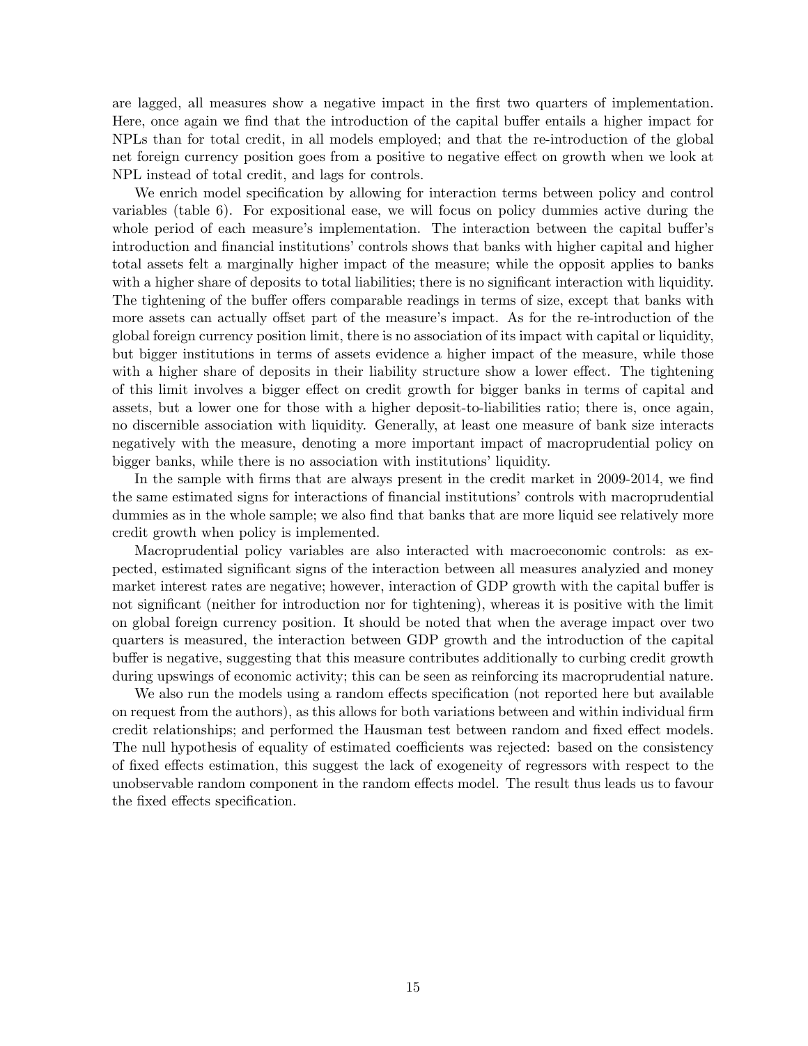are lagged, all measures show a negative impact in the first two quarters of implementation. Here, once again we find that the introduction of the capital buffer entails a higher impact for NPLs than for total credit, in all models employed; and that the re-introduction of the global net foreign currency position goes from a positive to negative effect on growth when we look at NPL instead of total credit, and lags for controls.

We enrich model specification by allowing for interaction terms between policy and control variables (table 6). For expositional ease, we will focus on policy dummies active during the whole period of each measure's implementation. The interaction between the capital buffer's introduction and financial institutions' controls shows that banks with higher capital and higher total assets felt a marginally higher impact of the measure; while the opposit applies to banks with a higher share of deposits to total liabilities; there is no significant interaction with liquidity. The tightening of the buffer offers comparable readings in terms of size, except that banks with more assets can actually offset part of the measure's impact. As for the re-introduction of the global foreign currency position limit, there is no association of its impact with capital or liquidity, but bigger institutions in terms of assets evidence a higher impact of the measure, while those with a higher share of deposits in their liability structure show a lower effect. The tightening of this limit involves a bigger effect on credit growth for bigger banks in terms of capital and assets, but a lower one for those with a higher deposit-to-liabilities ratio; there is, once again, no discernible association with liquidity. Generally, at least one measure of bank size interacts negatively with the measure, denoting a more important impact of macroprudential policy on bigger banks, while there is no association with institutions' liquidity.

In the sample with firms that are always present in the credit market in 2009-2014, we find the same estimated signs for interactions of financial institutions' controls with macroprudential dummies as in the whole sample; we also find that banks that are more liquid see relatively more credit growth when policy is implemented.

Macroprudential policy variables are also interacted with macroeconomic controls: as expected, estimated significant signs of the interaction between all measures analyzied and money market interest rates are negative; however, interaction of GDP growth with the capital buffer is not significant (neither for introduction nor for tightening), whereas it is positive with the limit on global foreign currency position. It should be noted that when the average impact over two quarters is measured, the interaction between GDP growth and the introduction of the capital buffer is negative, suggesting that this measure contributes additionally to curbing credit growth during upswings of economic activity; this can be seen as reinforcing its macroprudential nature.

We also run the models using a random effects specification (not reported here but available on request from the authors), as this allows for both variations between and within individual firm credit relationships; and performed the Hausman test between random and fixed effect models. The null hypothesis of equality of estimated coefficients was rejected: based on the consistency of fixed effects estimation, this suggest the lack of exogeneity of regressors with respect to the unobservable random component in the random effects model. The result thus leads us to favour the fixed effects specification.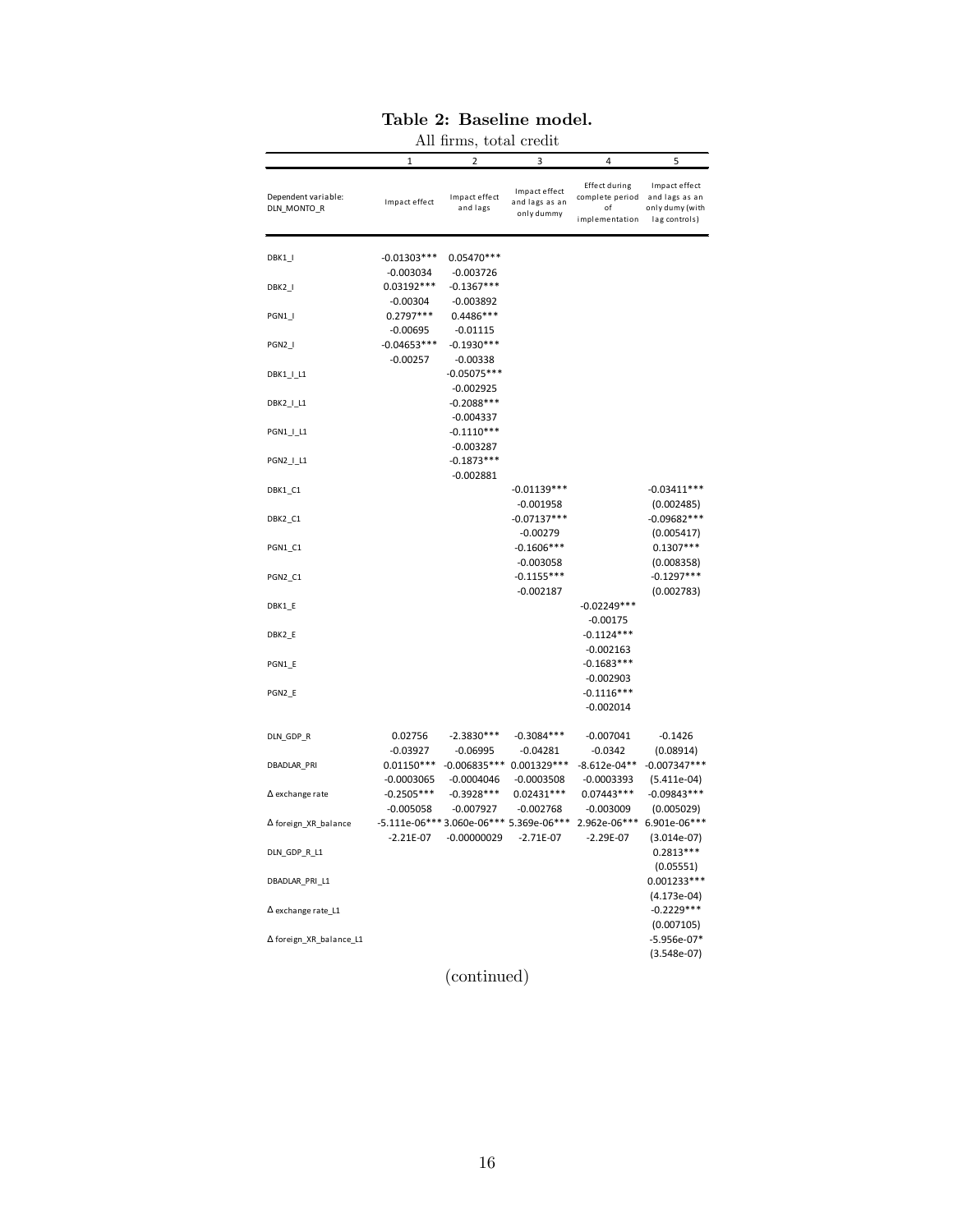**Table 2: Baseline model.**

All firms, total credit

| | 1 | 2 | 3 | 4 | 5 |
|---|---|---|---|---|---|
| Dependent variable: DLN_MONTO_R | Impact effect | Impact effect and lags | Impact effect and lags as an only dummy | Effect during complete period of implementation | Impact effect and lags as an only dumy (with lag controls) |
| DBK1_I | -0.01303*** | 0.05470*** | | | |
| | -0.003034 | -0.003726 | | | |
| DBK2_I | 0.03192*** | -0.1367*** | | | |
| | -0.00304 | -0.003892 | | | |
| PGN1_I | 0.2797*** | 0.4486*** | | | |
| | -0.00695 | -0.01115 | | | |
| PGN2_I | -0.04653*** | -0.1930*** | | | |
| | -0.00257 | -0.00338 | | | |
| DBK1_I_L1 | | -0.05075*** | | | |
| | | -0.002925 | | | |
| DBK2_I_L1 | | -0.2088*** | | | |
| | | -0.004337 | | | |
| PGN1_I_L1 | | -0.1110*** | | | |
| | | -0.003287 | | | |
| PGN2_I_L1 | | -0.1873*** | | | |
| | | -0.002881 | | | |
| DBK1_C1 | | | -0.01139*** | | -0.03411*** |
| | | | -0.001958 | | (0.002485) |
| DBK2_C1 | | | -0.07137*** | | -0.09682*** |
| | | | -0.00279 | | (0.005417) |
| PGN1_C1 | | | -0.1606*** | | 0.1307*** |
| | | | -0.003058 | | (0.008358) |
| PGN2_C1 | | | -0.1155*** | | -0.1297*** |
| | | | -0.002187 | | (0.002783) |
| DBK1_E | | | | -0.02249*** | |
| | | | | -0.00175 | |
| DBK2_E | | | | -0.1124*** | |
| | | | | -0.002163 | |
| PGN1_E | | | | -0.1683*** | |
| | | | | -0.002903 | |
| PGN2_E | | | | -0.1116*** | |
| | | | | -0.002014 | |
| DLN_GDP_R | 0.02756 | -2.3830*** | -0.3084*** | -0.007041 | -0.1426 |
| | -0.03927 | -0.06995 | -0.04281 | -0.0342 | (0.08914) |
| DBADLAR_PRI | 0.01150*** | -0.006835*** | 0.001329*** | -8.612e-04** | -0.007347*** |
| | -0.0003065 | -0.0004046 | -0.0003508 | -0.0003393 | (5.411e-04) |
| Δ exchange rate | -0.2505*** | -0.3928*** | 0.02431*** | 0.07443*** | -0.09843*** |
| | -0.005058 | -0.007927 | -0.002768 | -0.003009 | (0.005029) |
| Δ foreign_XR_balance | -5.111e-06*** | 3.060e-06*** | 5.369e-06*** | 2.962e-06*** | 6.901e-06*** |
| | -2.21E-07 | -0.00000029 | -2.71E-07 | -2.29E-07 | (3.014e-07) |
| DLN_GDP_R_L1 | | | | | 0.2813*** |
| | | | | | (0.05551) |
| DBADLAR_PRI_L1 | | | | | 0.001233*** |
| | | | | | (4.173e-04) |
| Δ exchange rate_L1 | | | | | -0.2229*** |
| | | | | | (0.007105) |
| Δ foreign_XR_balance_L1 | | | | | -5.956e-07* |
| | | | | | (3.548e-07) |

(continued)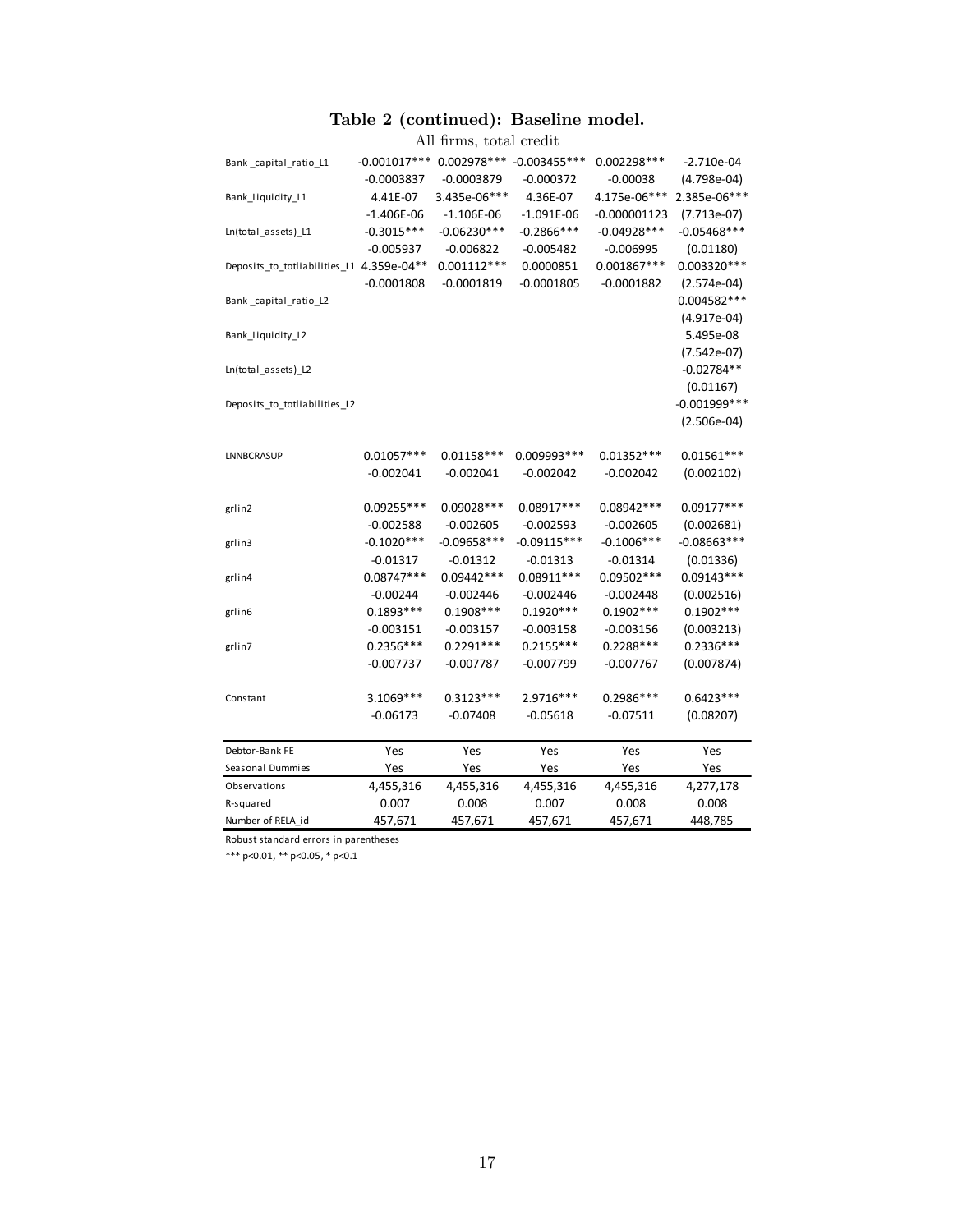**Table 2 (continued): Baseline model.**

All firms, total credit

| | | | | | |
|---|---|---|---|---|---|
| Bank _capital_ratio_L1 | -0.001017*** | 0.002978*** | -0.003455*** | 0.002298*** | -2.710e-04 |
| | -0.0003837 | -0.0003879 | -0.000372 | -0.00038 | (4.798e-04) |
| Bank_Liquidity_L1 | 4.41E-07 | 3.435e-06*** | 4.36E-07 | 4.175e-06*** | 2.385e-06*** |
| | -1.406E-06 | -1.106E-06 | -1.091E-06 | -0.000001123 | (7.713e-07) |
| Ln(total_assets)_L1 | -0.3015*** | -0.06230*** | -0.2866*** | -0.04928*** | -0.05468*** |
| | -0.005937 | -0.006822 | -0.005482 | -0.006995 | (0.01180) |
| Deposits_to_totliabilities_L1 | 4.359e-04** | 0.001112*** | 0.0000851 | 0.001867*** | 0.003320*** |
| | -0.0001808 | -0.0001819 | -0.0001805 | -0.0001882 | (2.574e-04) |
| Bank _capital_ratio_L2 | | | | | 0.004582*** |
| | | | | | (4.917e-04) |
| Bank_Liquidity_L2 | | | | | 5.495e-08 |
| | | | | | (7.542e-07) |
| Ln(total_assets)_L2 | | | | | -0.02784** |
| | | | | | (0.01167) |
| Deposits_to_totliabilities_L2 | | | | | -0.001999*** |
| | | | | | (2.506e-04) |
| LNNBCRASUP | 0.01057*** | 0.01158*** | 0.009993*** | 0.01352*** | 0.01561*** |
| | -0.002041 | -0.002041 | -0.002042 | -0.002042 | (0.002102) |
| grlin2 | 0.09255*** | 0.09028*** | 0.08917*** | 0.08942*** | 0.09177*** |
| | -0.002588 | -0.002605 | -0.002593 | -0.002605 | (0.002681) |
| grlin3 | -0.1020*** | -0.09658*** | -0.09115*** | -0.1006*** | -0.08663*** |
| | -0.01317 | -0.01312 | -0.01313 | -0.01314 | (0.01336) |
| grlin4 | 0.08747*** | 0.09442*** | 0.08911*** | 0.09502*** | 0.09143*** |
| | -0.00244 | -0.002446 | -0.002446 | -0.002448 | (0.002516) |
| grlin6 | 0.1893*** | 0.1908*** | 0.1920*** | 0.1902*** | 0.1902*** |
| | -0.003151 | -0.003157 | -0.003158 | -0.003156 | (0.003213) |
| grlin7 | 0.2356*** | 0.2291*** | 0.2155*** | 0.2288*** | 0.2336*** |
| | -0.007737 | -0.007787 | -0.007799 | -0.007767 | (0.007874) |
| Constant | 3.1069*** | 0.3123*** | 2.9716*** | 0.2986*** | 0.6423*** |
| | -0.06173 | -0.07408 | -0.05618 | -0.07511 | (0.08207) |
| Debtor-Bank FE | Yes | Yes | Yes | Yes | Yes |
| Seasonal Dummies | Yes | Yes | Yes | Yes | Yes |
| Observations | 4,455,316 | 4,455,316 | 4,455,316 | 4,455,316 | 4,277,178 |
| R-squared | 0.007 | 0.008 | 0.007 | 0.008 | 0.008 |
| Number of RELA_id | 457,671 | 457,671 | 457,671 | 457,671 | 448,785 |

Robust standard errors in parentheses

*** p<0.01, ** p<0.05, * p<0.1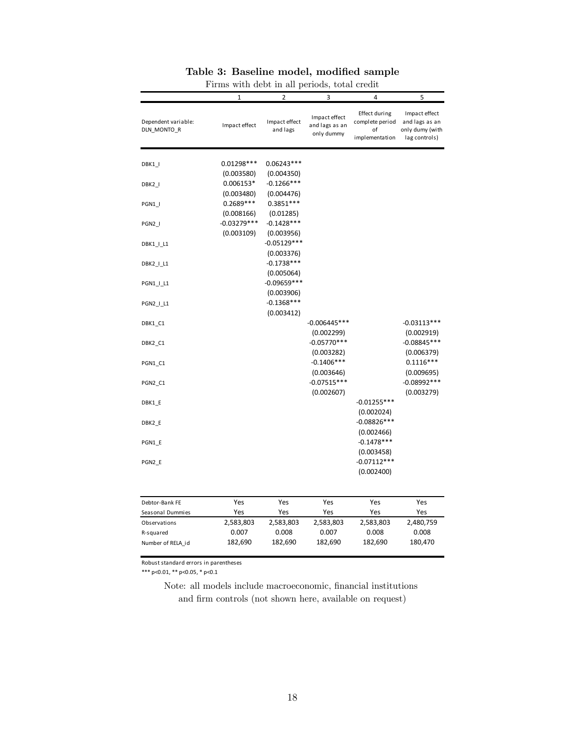# Table 3: Baseline model, modified sample

Firms with debt in all periods, total credit

| Dependent variable: DLN_MONTO_R | 1<br>Impact effect | 2<br>Impact effect and lags | 3<br>Impact effect and lags as an only dummy | 4<br>Effect during complete period of implementation | 5<br>Impact effect and lags as an only dumy (with lag controls) |
|---|---|---|---|---|---|
| DBK1_I | 0.01298*** | 0.06243*** | | | |
| | (0.003580) | (0.004350) | | | |
| DBK2_I | 0.006153* | -0.1266*** | | | |
| | (0.003480) | (0.004476) | | | |
| PGN1_I | 0.2689*** | 0.3851*** | | | |
| | (0.008166) | (0.01285) | | | |
| PGN2_I | -0.03279*** | -0.1428*** | | | |
| | (0.003109) | (0.003956) | | | |
| DBK1_I_L1 | | -0.05129*** | | | |
| | | (0.003376) | | | |
| DBK2_I_L1 | | -0.1738*** | | | |
| | | (0.005064) | | | |
| PGN1_I_L1 | | -0.09659*** | | | |
| | | (0.003906) | | | |
| PGN2_I_L1 | | -0.1368*** | | | |
| | | (0.003412) | | | |
| DBK1_C1 | | | -0.006445*** | | -0.03113*** |
| | | | (0.002299) | | (0.002919) |
| DBK2_C1 | | | -0.05770*** | | -0.08845*** |
| | | | (0.003282) | | (0.006379) |
| PGN1_C1 | | | -0.1406*** | | 0.1116*** |
| | | | (0.003646) | | (0.009695) |
| PGN2_C1 | | | -0.07515*** | | -0.08992*** |
| | | | (0.002607) | | (0.003279) |
| DBK1_E | | | | -0.01255*** | |
| | | | | (0.002024) | |
| DBK2_E | | | | -0.08826*** | |
| | | | | (0.002466) | |
| PGN1_E | | | | -0.1478*** | |
| | | | | (0.003458) | |
| PGN2_E | | | | -0.07112*** | |
| | | | | (0.002400) | |
| Debtor-Bank FE | Yes | Yes | Yes | Yes | Yes |
| Seasonal Dummies | Yes | Yes | Yes | Yes | Yes |
| Observations | 2,583,803 | 2,583,803 | 2,583,803 | 2,583,803 | 2,480,759 |
| R-squared | 0.007 | 0.008 | 0.007 | 0.008 | 0.008 |
| Number of RELA_id | 182,690 | 182,690 | 182,690 | 182,690 | 180,470 |

Robust standard errors in parentheses

*** p<0.01, ** p<0.05, * p<0.1

Note: all models include macroeconomic, financial institutions and firm controls (not shown here, available on request)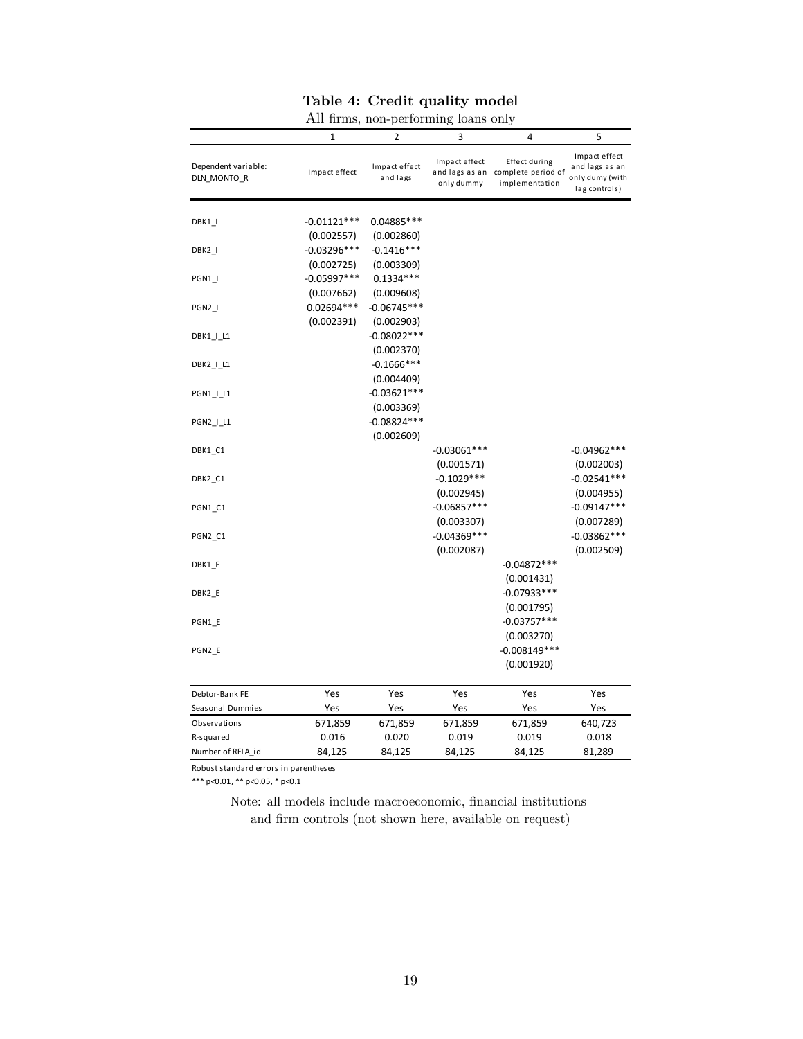**Table 4: Credit quality model**

All firms, non-performing loans only

| | 1 | 2 | 3 | 4 | 5 |
|---|---|---|---|---|---|
| Dependent variable: DLN_MONTO_R | Impact effect | Impact effect and lags | Impact effect and lags as an only dummy | Effect during complete period of implementation | Impact effect and lags as an only dumy (with lag controls) |
| DBK1_I | -0.01121*** | 0.04885*** | | | |
| | (0.002557) | (0.002860) | | | |
| DBK2_I | -0.03296*** | -0.1416*** | | | |
| | (0.002725) | (0.003309) | | | |
| PGN1_I | -0.05997*** | 0.1334*** | | | |
| | (0.007662) | (0.009608) | | | |
| PGN2_I | 0.02694*** | -0.06745*** | | | |
| | (0.002391) | (0.002903) | | | |
| DBK1_I_L1 | | -0.08022*** | | | |
| | | (0.002370) | | | |
| DBK2_I_L1 | | -0.1666*** | | | |
| | | (0.004409) | | | |
| PGN1_I_L1 | | -0.03621*** | | | |
| | | (0.003369) | | | |
| PGN2_I_L1 | | -0.08824*** | | | |
| | | (0.002609) | | | |
| DBK1_C1 | | | -0.03061*** | | -0.04962*** |
| | | | (0.001571) | | (0.002003) |
| DBK2_C1 | | | -0.1029*** | | -0.02541*** |
| | | | (0.002945) | | (0.004955) |
| PGN1_C1 | | | -0.06857*** | | -0.09147*** |
| | | | (0.003307) | | (0.007289) |
| PGN2_C1 | | | -0.04369*** | | -0.03862*** |
| | | | (0.002087) | | (0.002509) |
| DBK1_E | | | | -0.04872*** | |
| | | | | (0.001431) | |
| DBK2_E | | | | -0.07933*** | |
| | | | | (0.001795) | |
| PGN1_E | | | | -0.03757*** | |
| | | | | (0.003270) | |
| PGN2_E | | | | -0.008149*** | |
| | | | | (0.001920) | |
| Debtor-Bank FE | Yes | Yes | Yes | Yes | Yes |
| Seasonal Dummies | Yes | Yes | Yes | Yes | Yes |
| Observations | 671,859 | 671,859 | 671,859 | 671,859 | 640,723 |
| R-squared | 0.016 | 0.020 | 0.019 | 0.019 | 0.018 |
| Number of RELA_id | 84,125 | 84,125 | 84,125 | 84,125 | 81,289 |

Robust standard errors in parentheses

*** p<0.01, ** p<0.05, * p<0.1

Note: all models include macroeconomic, financial institutions and firm controls (not shown here, available on request)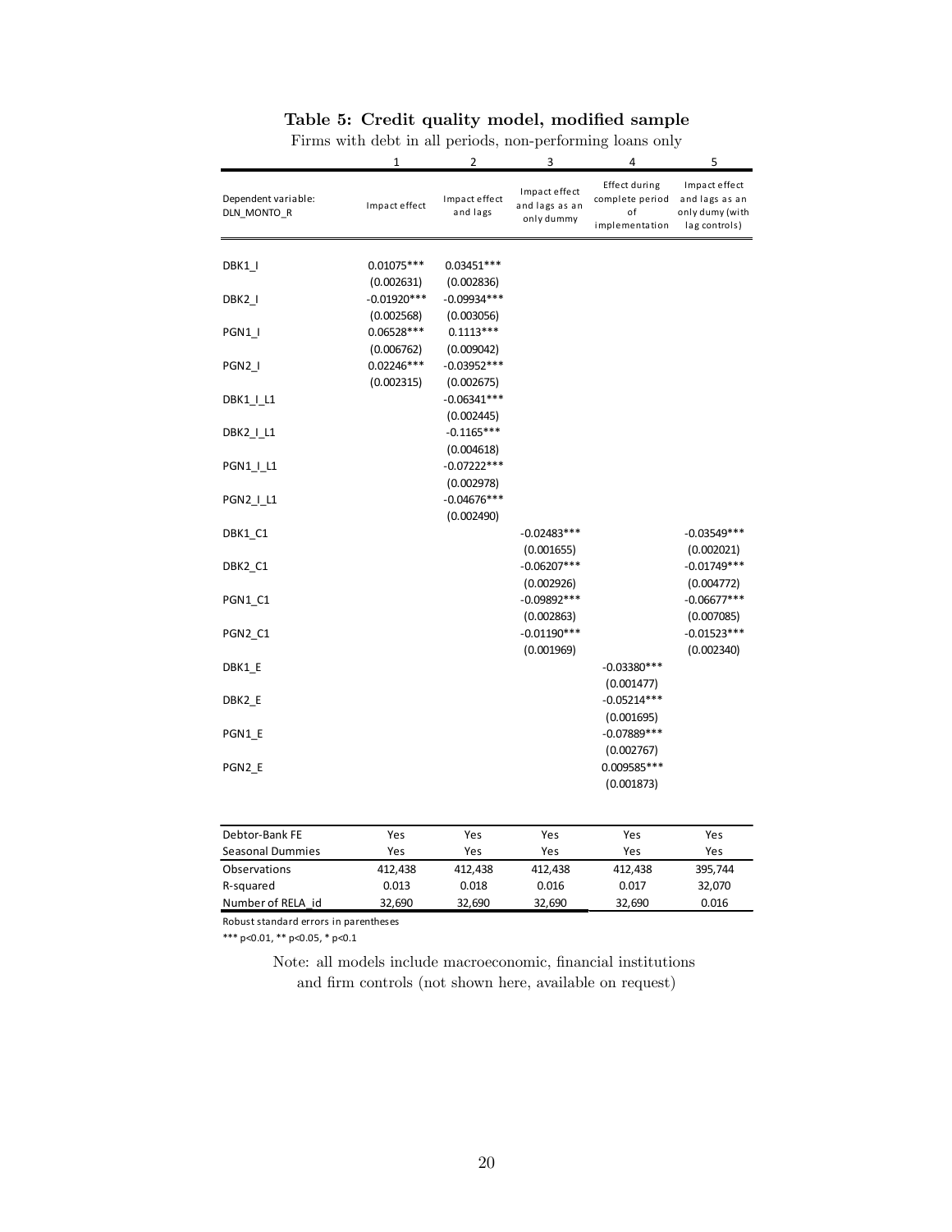**Table 5: Credit quality model, modified sample**

Firms with debt in all periods, non-performing loans only

| | 1 | 2 | 3 | 4 | 5 |
|---|---|---|---|---|---|
| Dependent variable: DLN_MONTO_R | Impact effect | Impact effect and lags | Impact effect and lags as an only dummy | Effect during complete period of implementation | Impact effect and lags as an only dumy (with lag controls) |
| DBK1_I | 0.01075*** | 0.03451*** | | | |
| | (0.002631) | (0.002836) | | | |
| DBK2_I | -0.01920*** | -0.09934*** | | | |
| | (0.002568) | (0.003056) | | | |
| PGN1_I | 0.06528*** | 0.1113*** | | | |
| | (0.006762) | (0.009042) | | | |
| PGN2_I | 0.02246*** | -0.03952*** | | | |
| | (0.002315) | (0.002675) | | | |
| DBK1_I_L1 | | -0.06341*** | | | |
| | | (0.002445) | | | |
| DBK2_I_L1 | | -0.1165*** | | | |
| | | (0.004618) | | | |
| PGN1_I_L1 | | -0.07222*** | | | |
| | | (0.002978) | | | |
| PGN2_I_L1 | | -0.04676*** | | | |
| | | (0.002490) | | | |
| DBK1_C1 | | | -0.02483*** | | -0.03549*** |
| | | | (0.001655) | | (0.002021) |
| DBK2_C1 | | | -0.06207*** | | -0.01749*** |
| | | | (0.002926) | | (0.004772) |
| PGN1_C1 | | | -0.09892*** | | -0.06677*** |
| | | | (0.002863) | | (0.007085) |
| PGN2_C1 | | | -0.01190*** | | -0.01523*** |
| | | | (0.001969) | | (0.002340) |
| DBK1_E | | | | -0.03380*** | |
| | | | | (0.001477) | |
| DBK2_E | | | | -0.05214*** | |
| | | | | (0.001695) | |
| PGN1_E | | | | -0.07889*** | |
| | | | | (0.002767) | |
| PGN2_E | | | | 0.009585*** | |
| | | | | (0.001873) | |
| Debtor-Bank FE | Yes | Yes | Yes | Yes | Yes |
| Seasonal Dummies | Yes | Yes | Yes | Yes | Yes |
| Observations | 412,438 | 412,438 | 412,438 | 412,438 | 395,744 |
| R-squared | 0.013 | 0.018 | 0.016 | 0.017 | 32,070 |
| Number of RELA_id | 32,690 | 32,690 | 32,690 | 32,690 | 0.016 |

Robust standard errors in parentheses

*** p<0.01, ** p<0.05, * p<0.1

Note: all models include macroeconomic, financial institutions and firm controls (not shown here, available on request)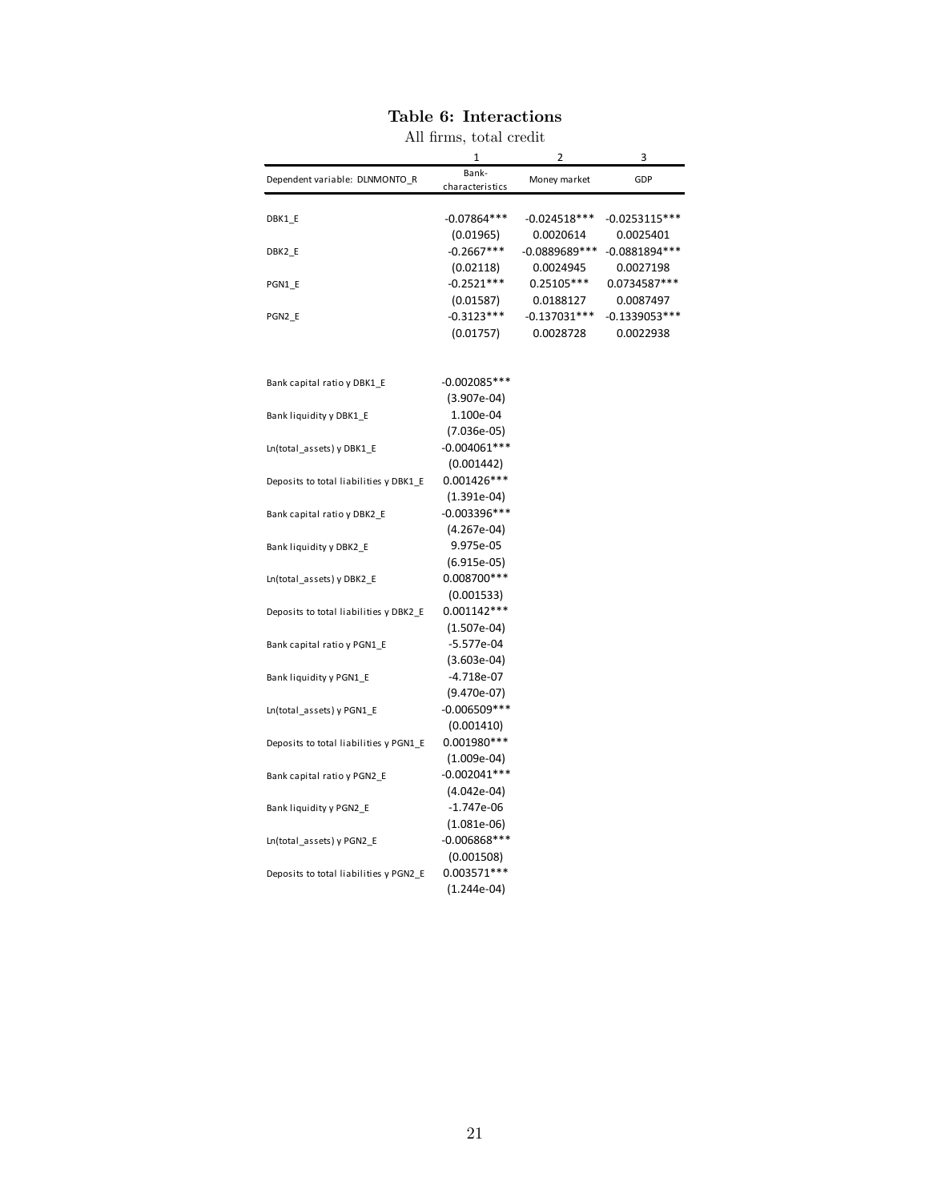**Table 6: Interactions**

All firms, total credit

| | 1 | 2 | 3 |
|---|---|---|---|
| Dependent variable: DLNMONTO_R | Bank-characteristics | Money market | GDP |
| DBK1_E | -0.07864*** | -0.024518*** | -0.0253115*** |
| | (0.01965) | 0.0020614 | 0.0025401 |
| DBK2_E | -0.2667*** | -0.0889689*** | -0.0881894*** |
| | (0.02118) | 0.0024945 | 0.0027198 |
| PGN1_E | -0.2521*** | 0.25105*** | 0.0734587*** |
| | (0.01587) | 0.0188127 | 0.0087497 |
| PGN2_E | -0.3123*** | -0.137031*** | -0.1339053*** |
| | (0.01757) | 0.0028728 | 0.0022938 |
| Bank capital ratio y DBK1_E | -0.002085*** | | |
| | (3.907e-04) | | |
| Bank liquidity y DBK1_E | 1.100e-04 | | |
| | (7.036e-05) | | |
| Ln(total_assets) y DBK1_E | -0.004061*** | | |
| | (0.001442) | | |
| Deposits to total liabilities y DBK1_E | 0.001426*** | | |
| | (1.391e-04) | | |
| Bank capital ratio y DBK2_E | -0.003396*** | | |
| | (4.267e-04) | | |
| Bank liquidity y DBK2_E | 9.975e-05 | | |
| | (6.915e-05) | | |
| Ln(total_assets) y DBK2_E | 0.008700*** | | |
| | (0.001533) | | |
| Deposits to total liabilities y DBK2_E | 0.001142*** | | |
| | (1.507e-04) | | |
| Bank capital ratio y PGN1_E | -5.577e-04 | | |
| | (3.603e-04) | | |
| Bank liquidity y PGN1_E | -4.718e-07 | | |
| | (9.470e-07) | | |
| Ln(total_assets) y PGN1_E | -0.006509*** | | |
| | (0.001410) | | |
| Deposits to total liabilities y PGN1_E | 0.001980*** | | |
| | (1.009e-04) | | |
| Bank capital ratio y PGN2_E | -0.002041*** | | |
| | (4.042e-04) | | |
| Bank liquidity y PGN2_E | -1.747e-06 | | |
| | (1.081e-06) | | |
| Ln(total_assets) y PGN2_E | -0.006868*** | | |
| | (0.001508) | | |
| Deposits to total liabilities y PGN2_E | 0.003571*** | | |
| | (1.244e-04) | | |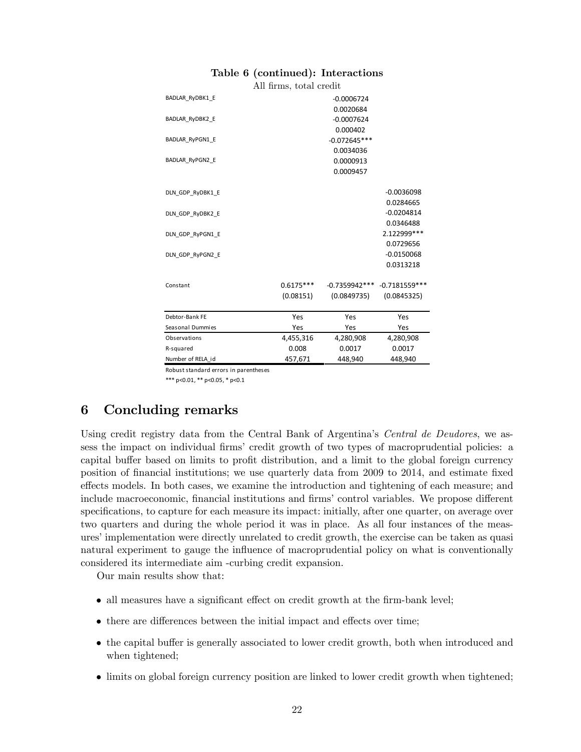**Table 6 (continued): Interactions**

All firms, total credit

| | | | |
|---|---|---|---|
| BADLAR_RyDBK1_E | | -0.0006724 | |
| | | 0.0020684 | |
| BADLAR_RyDBK2_E | | -0.0007624 | |
| | | 0.000402 | |
| BADLAR_RyPGN1_E | | -0.072645*** | |
| | | 0.0034036 | |
| BADLAR_RyPGN2_E | | 0.0000913 | |
| | | 0.0009457 | |
| DLN_GDP_RyDBK1_E | | | -0.0036098 |
| | | | 0.0284665 |
| DLN_GDP_RyDBK2_E | | | -0.0204814 |
| | | | 0.0346488 |
| DLN_GDP_RyPGN1_E | | | 2.122999*** |
| | | | 0.0729656 |
| DLN_GDP_RyPGN2_E | | | -0.0150068 |
| | | | 0.0313218 |
| Constant | 0.6175*** | -0.7359942*** | -0.7181559*** |
| | (0.08151) | (0.0849735) | (0.0845325) |
| Debtor-Bank FE | Yes | Yes | Yes |
| Seasonal Dummies | Yes | Yes | Yes |
| Observations | 4,455,316 | 4,280,908 | 4,280,908 |
| R-squared | 0.008 | 0.0017 | 0.0017 |
| Number of RELA_id | 457,671 | 448,940 | 448,940 |

Robust standard errors in parentheses

*** p<0.01, ** p<0.05, * p<0.1

# 6 Concluding remarks

Using credit registry data from the Central Bank of Argentina's *Central de Deudores*, we assess the impact on individual firms' credit growth of two types of macroprudential policies: a capital buffer based on limits to profit distribution, and a limit to the global foreign currency position of financial institutions; we use quarterly data from 2009 to 2014, and estimate fixed effects models. In both cases, we examine the introduction and tightening of each measure; and include macroeconomic, financial institutions and firms' control variables. We propose different specifications, to capture for each measure its impact: initially, after one quarter, on average over two quarters and during the whole period it was in place. As all four instances of the measures' implementation were directly unrelated to credit growth, the exercise can be taken as quasi natural experiment to gauge the influence of macroprudential policy on what is conventionally considered its intermediate aim -curbing credit expansion.

Our main results show that:

- all measures have a significant effect on credit growth at the firm-bank level;
- there are differences between the initial impact and effects over time;
- the capital buffer is generally associated to lower credit growth, both when introduced and when tightened;
- limits on global foreign currency position are linked to lower credit growth when tightened;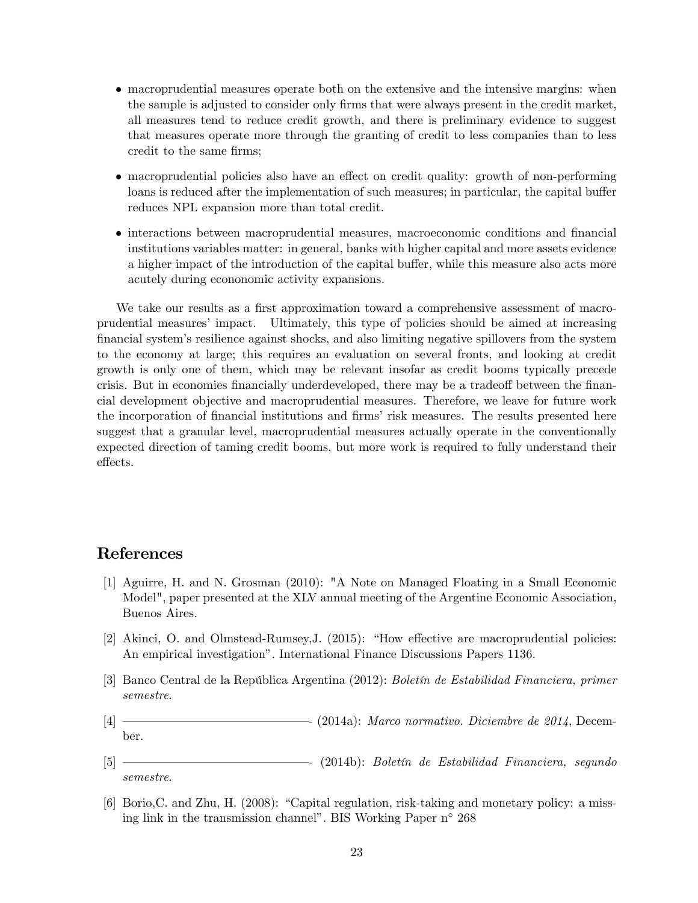- macroprudential measures operate both on the extensive and the intensive margins: when the sample is adjusted to consider only firms that were always present in the credit market, all measures tend to reduce credit growth, and there is preliminary evidence to suggest that measures operate more through the granting of credit to less companies than to less credit to the same firms;

- macroprudential policies also have an effect on credit quality: growth of non-performing loans is reduced after the implementation of such measures; in particular, the capital buffer reduces NPL expansion more than total credit.

- interactions between macroprudential measures, macroeconomic conditions and financial institutions variables matter: in general, banks with higher capital and more assets evidence a higher impact of the introduction of the capital buffer, while this measure also acts more acutely during econonomic activity expansions.

We take our results as a first approximation toward a comprehensive assessment of macroprudential measures' impact. Ultimately, this type of policies should be aimed at increasing financial system's resilience against shocks, and also limiting negative spillovers from the system to the economy at large; this requires an evaluation on several fronts, and looking at credit growth is only one of them, which may be relevant insofar as credit booms typically precede crisis. But in economies financially underdeveloped, there may be a tradeoff between the financial development objective and macroprudential measures. Therefore, we leave for future work the incorporation of financial institutions and firms' risk measures. The results presented here suggest that a granular level, macroprudential measures actually operate in the conventionally expected direction of taming credit booms, but more work is required to fully understand their effects.

## References

[1] Aguirre, H. and N. Grosman (2010): "A Note on Managed Floating in a Small Economic Model", paper presented at the XLV annual meeting of the Argentine Economic Association, Buenos Aires.

[2] Akinci, O. and Olmstead-Rumsey,J. (2015): "How effective are macroprudential policies: An empirical investigation". International Finance Discussions Papers 1136.

[3] Banco Central de la República Argentina (2012): *Boletín de Estabilidad Financiera, primer semestre*.

[4] ——————————————- (2014a): *Marco normativo. Diciembre de 2014*, December.

[5] ——————————————- (2014b): *Boletín de Estabilidad Financiera, segundo semestre*.

[6] Borio,C. and Zhu, H. (2008): "Capital regulation, risk-taking and monetary policy: a missing link in the transmission channel". BIS Working Paper n° 268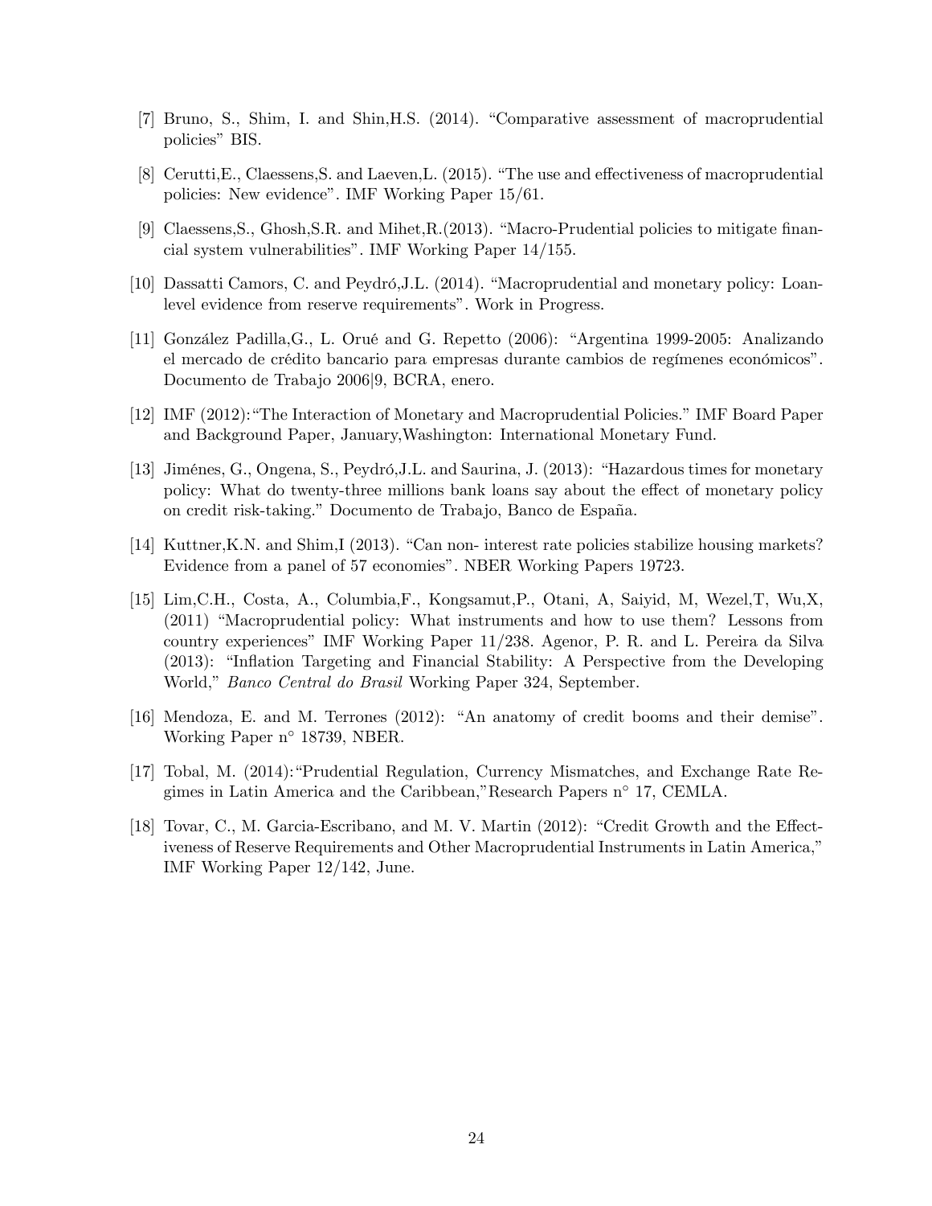[7] Bruno, S., Shim, I. and Shin,H.S. (2014). "Comparative assessment of macroprudential policies" BIS.

[8] Cerutti,E., Claessens,S. and Laeven,L. (2015). "The use and effectiveness of macroprudential policies: New evidence". IMF Working Paper 15/61.

[9] Claessens,S., Ghosh,S.R. and Mihet,R.(2013). "Macro-Prudential policies to mitigate financial system vulnerabilities". IMF Working Paper 14/155.

[10] Dassatti Camors, C. and Peydró,J.L. (2014). "Macroprudential and monetary policy: Loan-level evidence from reserve requirements". Work in Progress.

[11] González Padilla,G., L. Orué and G. Repetto (2006): "Argentina 1999-2005: Analizando el mercado de crédito bancario para empresas durante cambios de regímenes económicos". Documento de Trabajo 2006|9, BCRA, enero.

[12] IMF (2012):"The Interaction of Monetary and Macroprudential Policies." IMF Board Paper and Background Paper, January,Washington: International Monetary Fund.

[13] Jiménes, G., Ongena, S., Peydró,J.L. and Saurina, J. (2013): "Hazardous times for monetary policy: What do twenty-three millions bank loans say about the effect of monetary policy on credit risk-taking." Documento de Trabajo, Banco de España.

[14] Kuttner,K.N. and Shim,I (2013). "Can non- interest rate policies stabilize housing markets? Evidence from a panel of 57 economies". NBER Working Papers 19723.

[15] Lim,C.H., Costa, A., Columbia,F., Kongsamut,P., Otani, A, Saiyid, M, Wezel,T, Wu,X, (2011) "Macroprudential policy: What instruments and how to use them? Lessons from country experiences" IMF Working Paper 11/238. Agenor, P. R. and L. Pereira da Silva (2013): "Inflation Targeting and Financial Stability: A Perspective from the Developing World," *Banco Central do Brasil* Working Paper 324, September.

[16] Mendoza, E. and M. Terrones (2012): "An anatomy of credit booms and their demise". Working Paper n° 18739, NBER.

[17] Tobal, M. (2014):"Prudential Regulation, Currency Mismatches, and Exchange Rate Regimes in Latin America and the Caribbean,"Research Papers n° 17, CEMLA.

[18] Tovar, C., M. Garcia-Escribano, and M. V. Martin (2012): "Credit Growth and the Effectiveness of Reserve Requirements and Other Macroprudential Instruments in Latin America," IMF Working Paper 12/142, June.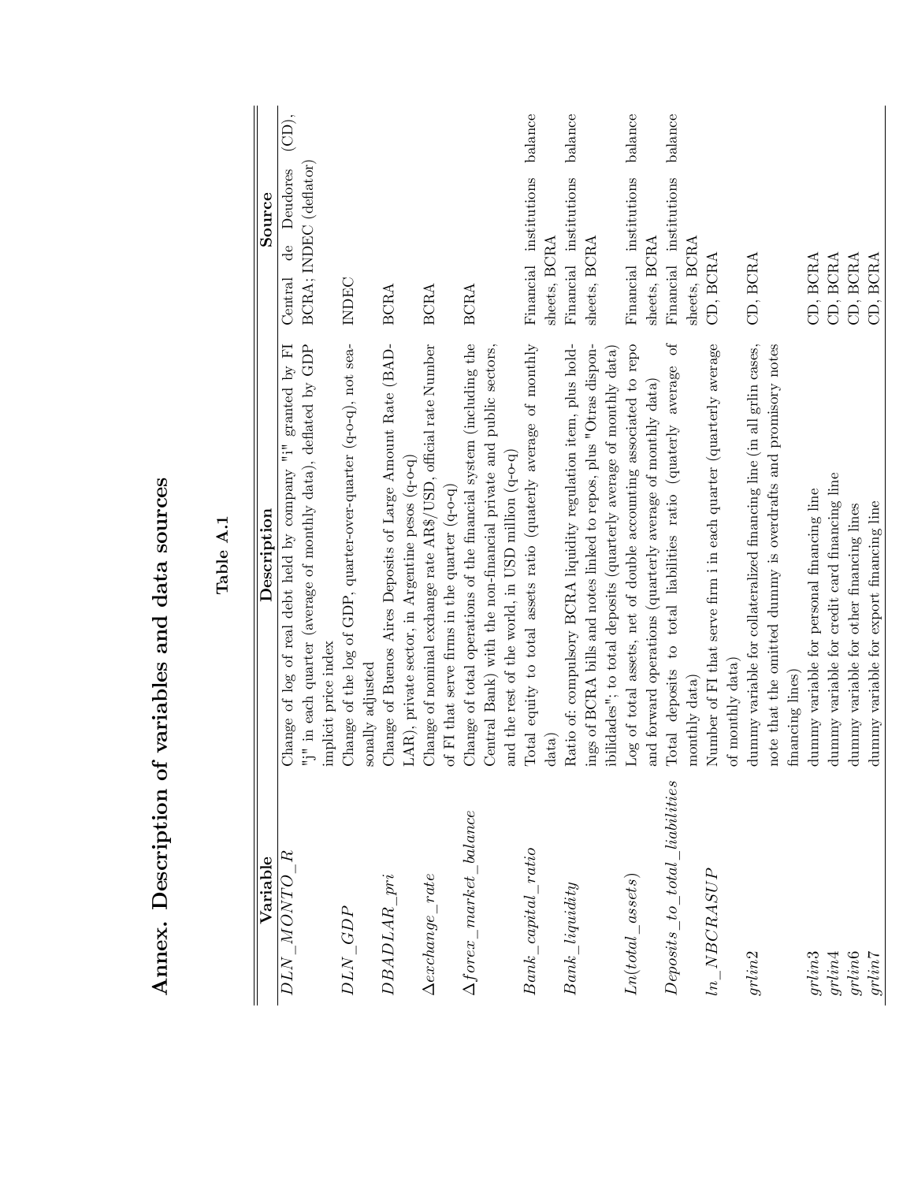# Annex. Description of variables and data sources

**Table A.1**

| Variable | Description | Source |
|---|---|---|
| $DLN\_MONTO\_R$ | Change of log of real debt held by company "i" granted by FI "j" in each quarter (average of monthly data), deflated by GDP implicit price index | Central de Deudores (CD), BCRA; INDEC (deflator) |
| $DLN\_GDP$ | Change of the log of GDP, quarter-over-quarter (q-o-q), not seasonally adjusted | INDEC |
| $DBADLAR\_pri$ | Change of Buenos Aires Deposits of Large Amount Rate (BADLAR), private sector, in Argentine pesos (q-o-q) | BCRA |
| $\Delta exchange\_rate$ | Change of nominal exchange rate AR$/USD, official rate Number of FI that serve firms in the quarter (q-o-q) | BCRA |
| $\Delta forex\_market\_balance$ | Change of total operations of the financial system (including the Central Bank) with the non-financial private and public sectors, and the rest of the world, in USD million (q-o-q) | BCRA |
| $Bank\_capital\_ratio$ | Total equity to total assets ratio (quaterly average of monthly data) | Financial institutions balance sheets, BCRA |
| $Bank\_liquidity$ | Ratio of: compulsory BCRA liquidity regulation item, plus holdings of BCRA bills and notes linked to repos, plus "Otras disponibilidades"; to total deposits (quarterly average of monthly data) | Financial institutions balance sheets, BCRA |
| $Ln(total\_assets)$ | Log of total assets, net of double accounting associated to repo and forward operations (quarterly average of monthly data) | Financial institutions balance sheets, BCRA |
| $Deposits\_to\_total\_liabilities$ | Total deposits to total liabilities ratio (quaterly average of monthly data) | Financial institutions balance sheets, BCRA |
| $ln\_NBCRASUP$ | Number of FI that serve firm i in each quarter (quarterly average of monthly data) | CD, BCRA |
| $grlin2$ | dummy variable for collateralized financing line (in all grlin cases, note that the omitted dummy is overdrafts and promisory notes financing lines) | CD, BCRA |
| $grlin3$ | dummy variable for personal financing line | CD, BCRA |
| $grlin4$ | dummy variable for credit card financing line | CD, BCRA |
| $grlin6$ | dummy variable for other financing lines | CD, BCRA |
| $grlin7$ | dummy variable for export financing line | CD, BCRA |